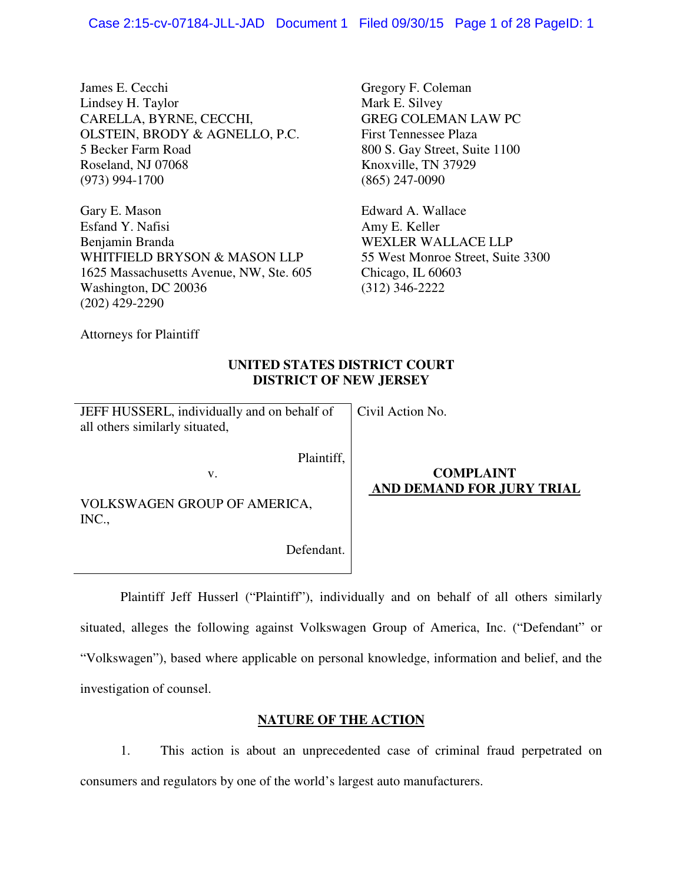James E. Cecchi
Lindsey H. Taylor
CARELLA, BYRNE, CECCHI,
OLSTEIN, BRODY & AGNELLO, P.C.
5 Becker Farm Road
Roseland, NJ 07068
(973) 994-1700

Gregory F. Coleman
Mark E. Silvey
GREG COLEMAN LAW PC
First Tennessee Plaza
800 S. Gay Street, Suite 1100
Knoxville, TN 37929
(865) 247-0090

Gary E. Mason
Esfand Y. Nafisi
Benjamin Branda
WHITFIELD BRYSON & MASON LLP
1625 Massachusetts Avenue, NW, Ste. 605
Washington, DC 20036
(202) 429-2290

Edward A. Wallace
Amy E. Keller
WEXLER WALLACE LLP
55 West Monroe Street, Suite 3300
Chicago, IL 60603
(312) 346-2222

Attorneys for Plaintiff

**UNITED STATES DISTRICT COURT**
**DISTRICT OF NEW JERSEY**

| | |
|---|---|
| JEFF HUSSERL, individually and on behalf of all others similarly situated,<br><br>Plaintiff,<br><br>v.<br><br>VOLKSWAGEN GROUP OF AMERICA, INC.,<br><br>Defendant. | Civil Action No.<br><br>**COMPLAINT AND DEMAND FOR JURY TRIAL** |

Plaintiff Jeff Husserl ("Plaintiff"), individually and on behalf of all others similarly situated, alleges the following against Volkswagen Group of America, Inc. ("Defendant" or "Volkswagen"), based where applicable on personal knowledge, information and belief, and the investigation of counsel.

## NATURE OF THE ACTION

1. This action is about an unprecedented case of criminal fraud perpetrated on consumers and regulators by one of the world's largest auto manufacturers.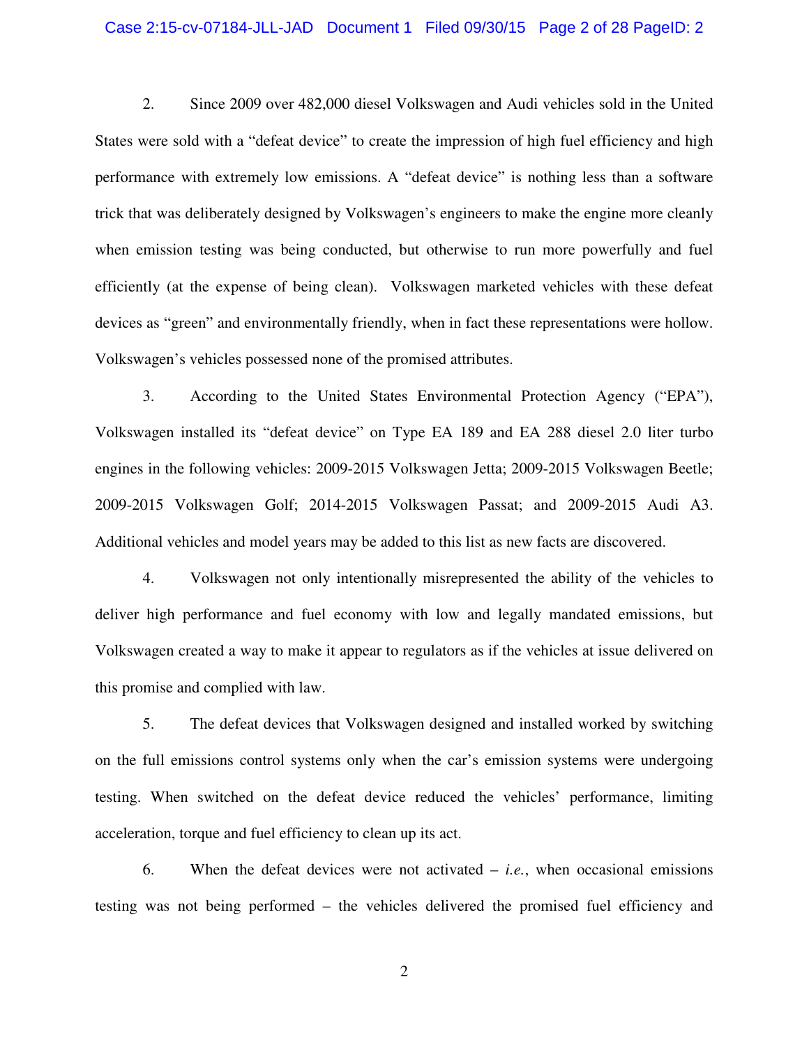2. Since 2009 over 482,000 diesel Volkswagen and Audi vehicles sold in the United States were sold with a "defeat device" to create the impression of high fuel efficiency and high performance with extremely low emissions. A "defeat device" is nothing less than a software trick that was deliberately designed by Volkswagen's engineers to make the engine more cleanly when emission testing was being conducted, but otherwise to run more powerfully and fuel efficiently (at the expense of being clean). Volkswagen marketed vehicles with these defeat devices as "green" and environmentally friendly, when in fact these representations were hollow. Volkswagen's vehicles possessed none of the promised attributes.

3. According to the United States Environmental Protection Agency ("EPA"), Volkswagen installed its "defeat device" on Type EA 189 and EA 288 diesel 2.0 liter turbo engines in the following vehicles: 2009-2015 Volkswagen Jetta; 2009-2015 Volkswagen Beetle; 2009-2015 Volkswagen Golf; 2014-2015 Volkswagen Passat; and 2009-2015 Audi A3. Additional vehicles and model years may be added to this list as new facts are discovered.

4. Volkswagen not only intentionally misrepresented the ability of the vehicles to deliver high performance and fuel economy with low and legally mandated emissions, but Volkswagen created a way to make it appear to regulators as if the vehicles at issue delivered on this promise and complied with law.

5. The defeat devices that Volkswagen designed and installed worked by switching on the full emissions control systems only when the car's emission systems were undergoing testing. When switched on the defeat device reduced the vehicles' performance, limiting acceleration, torque and fuel efficiency to clean up its act.

6. When the defeat devices were not activated – *i.e.*, when occasional emissions testing was not being performed – the vehicles delivered the promised fuel efficiency and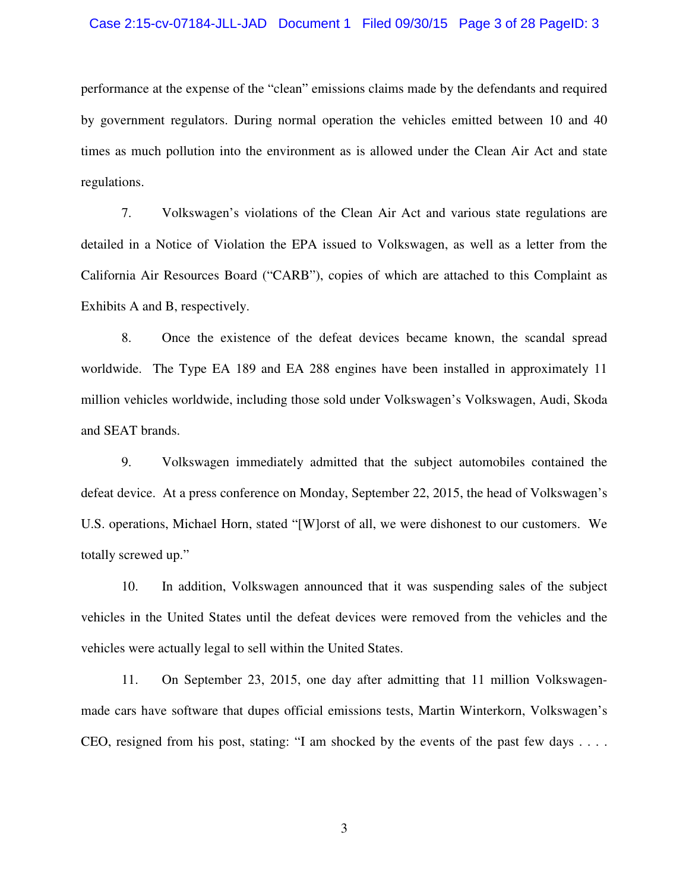performance at the expense of the "clean" emissions claims made by the defendants and required by government regulators. During normal operation the vehicles emitted between 10 and 40 times as much pollution into the environment as is allowed under the Clean Air Act and state regulations.

7. Volkswagen's violations of the Clean Air Act and various state regulations are detailed in a Notice of Violation the EPA issued to Volkswagen, as well as a letter from the California Air Resources Board ("CARB"), copies of which are attached to this Complaint as Exhibits A and B, respectively.

8. Once the existence of the defeat devices became known, the scandal spread worldwide. The Type EA 189 and EA 288 engines have been installed in approximately 11 million vehicles worldwide, including those sold under Volkswagen's Volkswagen, Audi, Skoda and SEAT brands.

9. Volkswagen immediately admitted that the subject automobiles contained the defeat device. At a press conference on Monday, September 22, 2015, the head of Volkswagen's U.S. operations, Michael Horn, stated "[W]orst of all, we were dishonest to our customers. We totally screwed up."

10. In addition, Volkswagen announced that it was suspending sales of the subject vehicles in the United States until the defeat devices were removed from the vehicles and the vehicles were actually legal to sell within the United States.

11. On September 23, 2015, one day after admitting that 11 million Volkswagen-made cars have software that dupes official emissions tests, Martin Winterkorn, Volkswagen's CEO, resigned from his post, stating: "I am shocked by the events of the past few days . . . .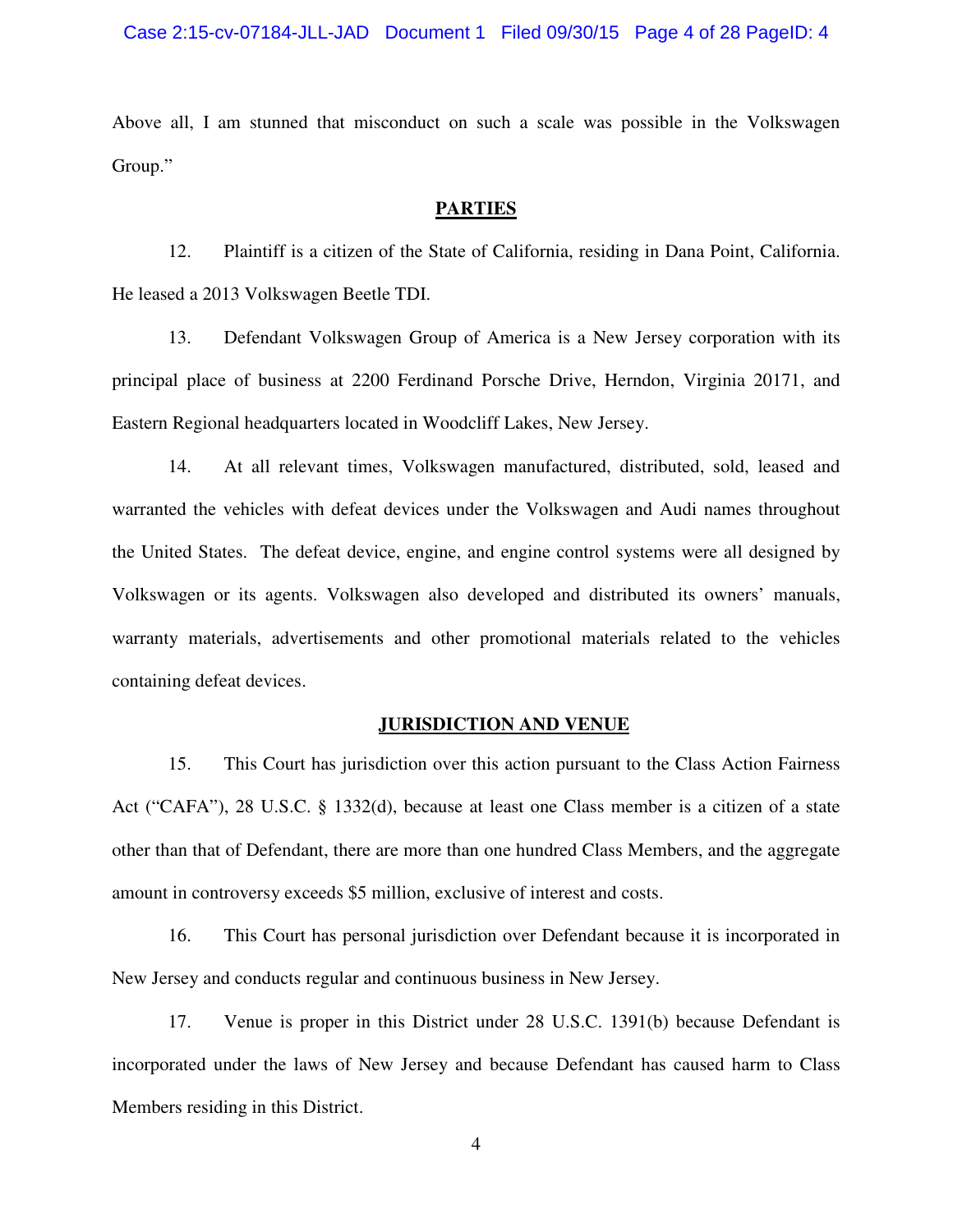Above all, I am stunned that misconduct on such a scale was possible in the Volkswagen Group."

## PARTIES

12. Plaintiff is a citizen of the State of California, residing in Dana Point, California. He leased a 2013 Volkswagen Beetle TDI.

13. Defendant Volkswagen Group of America is a New Jersey corporation with its principal place of business at 2200 Ferdinand Porsche Drive, Herndon, Virginia 20171, and Eastern Regional headquarters located in Woodcliff Lakes, New Jersey.

14. At all relevant times, Volkswagen manufactured, distributed, sold, leased and warranted the vehicles with defeat devices under the Volkswagen and Audi names throughout the United States. The defeat device, engine, and engine control systems were all designed by Volkswagen or its agents. Volkswagen also developed and distributed its owners' manuals, warranty materials, advertisements and other promotional materials related to the vehicles containing defeat devices.

## JURISDICTION AND VENUE

15. This Court has jurisdiction over this action pursuant to the Class Action Fairness Act ("CAFA"), 28 U.S.C. § 1332(d), because at least one Class member is a citizen of a state other than that of Defendant, there are more than one hundred Class Members, and the aggregate amount in controversy exceeds $5 million, exclusive of interest and costs.

16. This Court has personal jurisdiction over Defendant because it is incorporated in New Jersey and conducts regular and continuous business in New Jersey.

17. Venue is proper in this District under 28 U.S.C. 1391(b) because Defendant is incorporated under the laws of New Jersey and because Defendant has caused harm to Class Members residing in this District.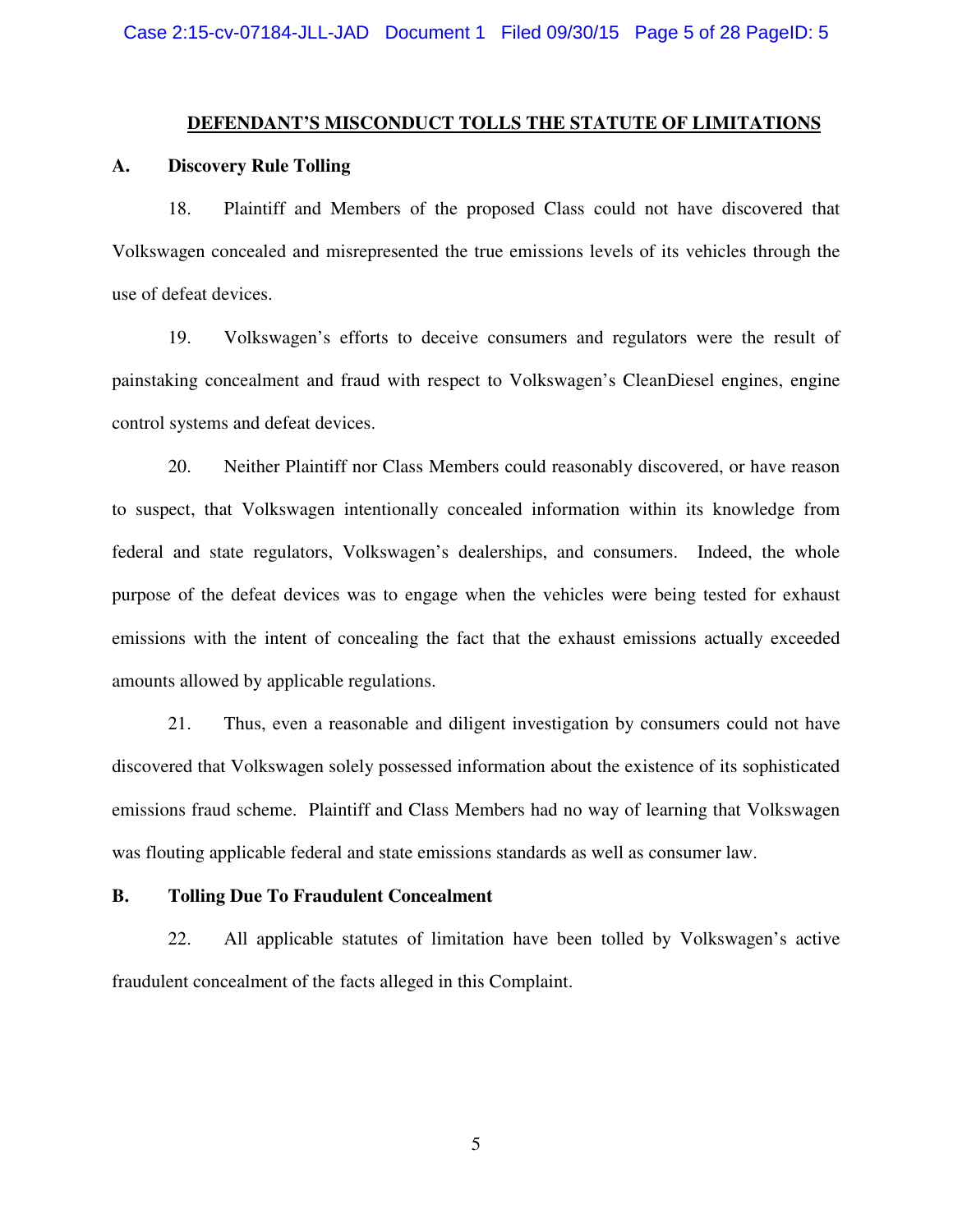## DEFENDANT'S MISCONDUCT TOLLS THE STATUTE OF LIMITATIONS

### A. Discovery Rule Tolling

18. Plaintiff and Members of the proposed Class could not have discovered that Volkswagen concealed and misrepresented the true emissions levels of its vehicles through the use of defeat devices.

19. Volkswagen's efforts to deceive consumers and regulators were the result of painstaking concealment and fraud with respect to Volkswagen's CleanDiesel engines, engine control systems and defeat devices.

20. Neither Plaintiff nor Class Members could reasonably discovered, or have reason to suspect, that Volkswagen intentionally concealed information within its knowledge from federal and state regulators, Volkswagen's dealerships, and consumers. Indeed, the whole purpose of the defeat devices was to engage when the vehicles were being tested for exhaust emissions with the intent of concealing the fact that the exhaust emissions actually exceeded amounts allowed by applicable regulations.

21. Thus, even a reasonable and diligent investigation by consumers could not have discovered that Volkswagen solely possessed information about the existence of its sophisticated emissions fraud scheme. Plaintiff and Class Members had no way of learning that Volkswagen was flouting applicable federal and state emissions standards as well as consumer law.

### B. Tolling Due To Fraudulent Concealment

22. All applicable statutes of limitation have been tolled by Volkswagen's active fraudulent concealment of the facts alleged in this Complaint.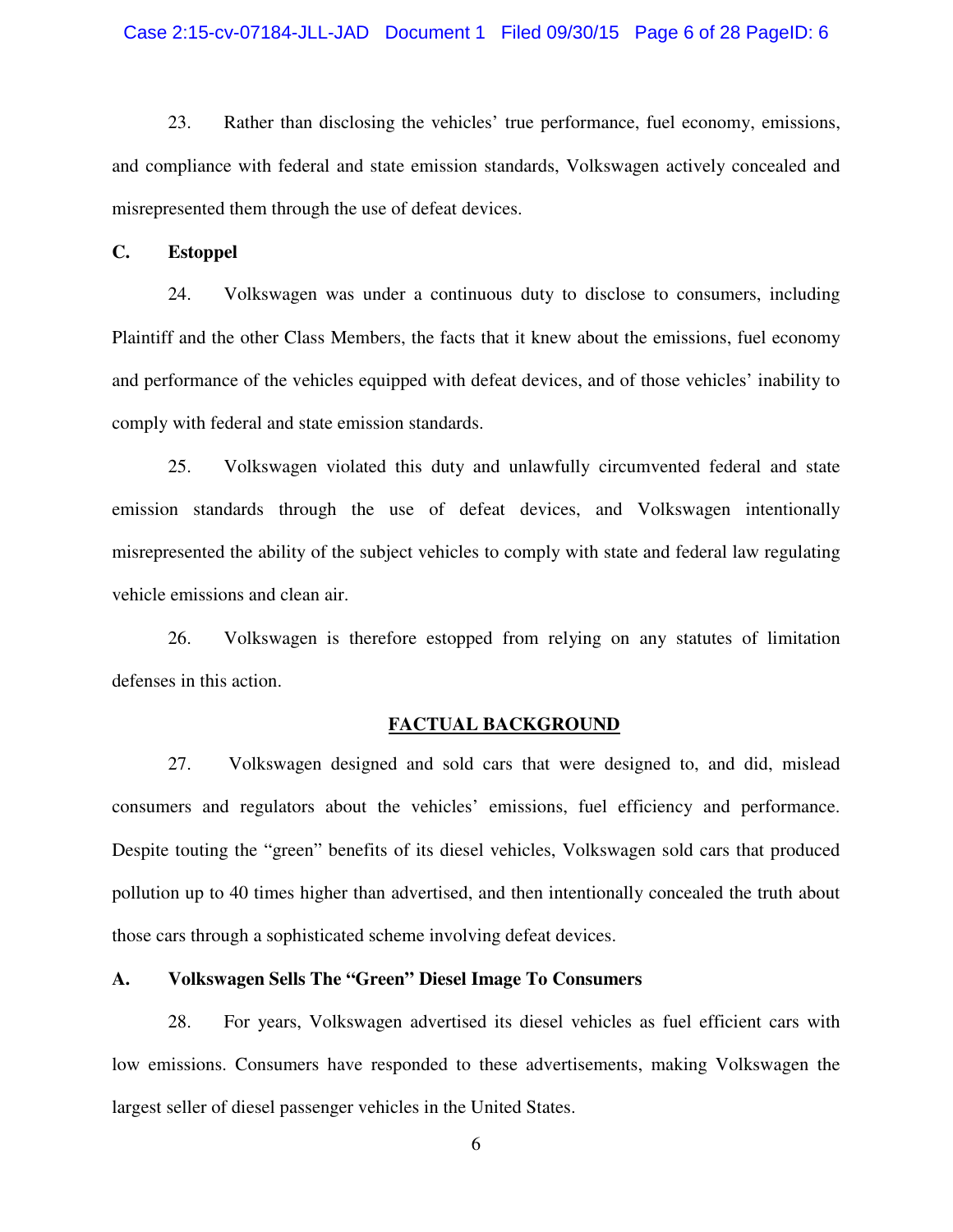23. Rather than disclosing the vehicles' true performance, fuel economy, emissions, and compliance with federal and state emission standards, Volkswagen actively concealed and misrepresented them through the use of defeat devices.

**C. Estoppel**

24. Volkswagen was under a continuous duty to disclose to consumers, including Plaintiff and the other Class Members, the facts that it knew about the emissions, fuel economy and performance of the vehicles equipped with defeat devices, and of those vehicles' inability to comply with federal and state emission standards.

25. Volkswagen violated this duty and unlawfully circumvented federal and state emission standards through the use of defeat devices, and Volkswagen intentionally misrepresented the ability of the subject vehicles to comply with state and federal law regulating vehicle emissions and clean air.

26. Volkswagen is therefore estopped from relying on any statutes of limitation defenses in this action.

## FACTUAL BACKGROUND

27. Volkswagen designed and sold cars that were designed to, and did, mislead consumers and regulators about the vehicles' emissions, fuel efficiency and performance. Despite touting the "green" benefits of its diesel vehicles, Volkswagen sold cars that produced pollution up to 40 times higher than advertised, and then intentionally concealed the truth about those cars through a sophisticated scheme involving defeat devices.

**A. Volkswagen Sells The "Green" Diesel Image To Consumers**

28. For years, Volkswagen advertised its diesel vehicles as fuel efficient cars with low emissions. Consumers have responded to these advertisements, making Volkswagen the largest seller of diesel passenger vehicles in the United States.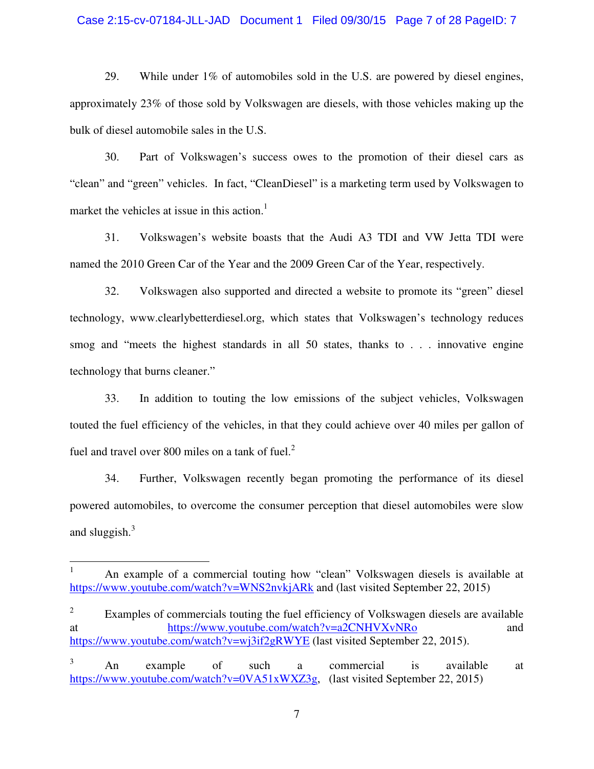29. While under 1% of automobiles sold in the U.S. are powered by diesel engines, approximately 23% of those sold by Volkswagen are diesels, with those vehicles making up the bulk of diesel automobile sales in the U.S.

30. Part of Volkswagen's success owes to the promotion of their diesel cars as "clean" and "green" vehicles. In fact, "CleanDiesel" is a marketing term used by Volkswagen to market the vehicles at issue in this action.[1]

31. Volkswagen's website boasts that the Audi A3 TDI and VW Jetta TDI were named the 2010 Green Car of the Year and the 2009 Green Car of the Year, respectively.

32. Volkswagen also supported and directed a website to promote its "green" diesel technology, www.clearlybetterdiesel.org, which states that Volkswagen's technology reduces smog and "meets the highest standards in all 50 states, thanks to . . . innovative engine technology that burns cleaner."

33. In addition to touting the low emissions of the subject vehicles, Volkswagen touted the fuel efficiency of the vehicles, in that they could achieve over 40 miles per gallon of fuel and travel over 800 miles on a tank of fuel.[2]

34. Further, Volkswagen recently began promoting the performance of its diesel powered automobiles, to overcome the consumer perception that diesel automobiles were slow and sluggish.[3]

---

[1] An example of a commercial touting how "clean" Volkswagen diesels is available at https://www.youtube.com/watch?v=WNS2nvkjARk and (last visited September 22, 2015)

[2] Examples of commercials touting the fuel efficiency of Volkswagen diesels are available at https://www.youtube.com/watch?v=a2CNHVXvNRo and https://www.youtube.com/watch?v=wj3if2gRWYE (last visited September 22, 2015).

[3] An example of such a commercial is available at https://www.youtube.com/watch?v=0VA51xWXZ3g, (last visited September 22, 2015)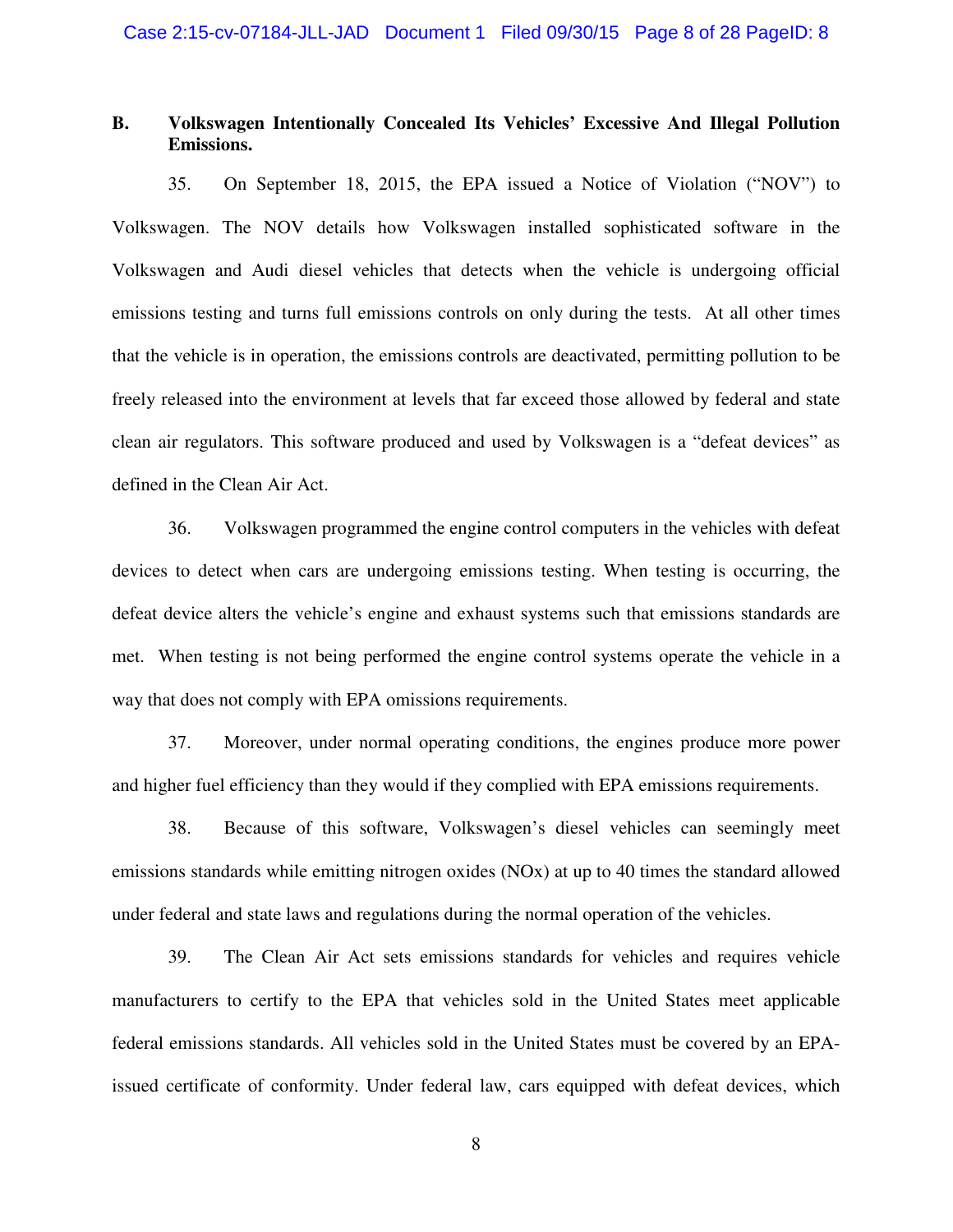## B. Volkswagen Intentionally Concealed Its Vehicles' Excessive And Illegal Pollution Emissions.

35. On September 18, 2015, the EPA issued a Notice of Violation ("NOV") to Volkswagen. The NOV details how Volkswagen installed sophisticated software in the Volkswagen and Audi diesel vehicles that detects when the vehicle is undergoing official emissions testing and turns full emissions controls on only during the tests. At all other times that the vehicle is in operation, the emissions controls are deactivated, permitting pollution to be freely released into the environment at levels that far exceed those allowed by federal and state clean air regulators. This software produced and used by Volkswagen is a "defeat devices" as defined in the Clean Air Act.

36. Volkswagen programmed the engine control computers in the vehicles with defeat devices to detect when cars are undergoing emissions testing. When testing is occurring, the defeat device alters the vehicle's engine and exhaust systems such that emissions standards are met. When testing is not being performed the engine control systems operate the vehicle in a way that does not comply with EPA omissions requirements.

37. Moreover, under normal operating conditions, the engines produce more power and higher fuel efficiency than they would if they complied with EPA emissions requirements.

38. Because of this software, Volkswagen's diesel vehicles can seemingly meet emissions standards while emitting nitrogen oxides (NOx) at up to 40 times the standard allowed under federal and state laws and regulations during the normal operation of the vehicles.

39. The Clean Air Act sets emissions standards for vehicles and requires vehicle manufacturers to certify to the EPA that vehicles sold in the United States meet applicable federal emissions standards. All vehicles sold in the United States must be covered by an EPA-issued certificate of conformity. Under federal law, cars equipped with defeat devices, which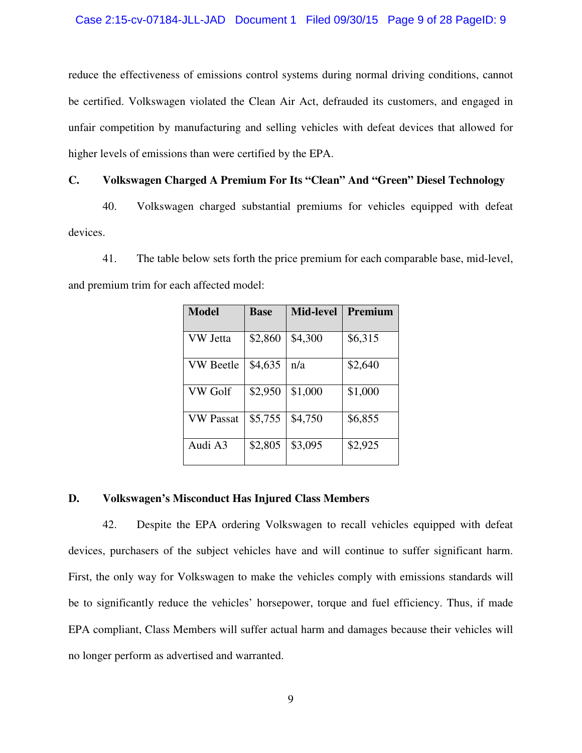reduce the effectiveness of emissions control systems during normal driving conditions, cannot be certified. Volkswagen violated the Clean Air Act, defrauded its customers, and engaged in unfair competition by manufacturing and selling vehicles with defeat devices that allowed for higher levels of emissions than were certified by the EPA.

### C. Volkswagen Charged A Premium For Its "Clean" And "Green" Diesel Technology

40. Volkswagen charged substantial premiums for vehicles equipped with defeat devices.

41. The table below sets forth the price premium for each comparable base, mid-level, and premium trim for each affected model:

| Model | Base | Mid-level | Premium |
|---|---|---|---|
| VW Jetta | $2,860 | $4,300 | $6,315 |
| VW Beetle | $4,635 | n/a | $2,640 |
| VW Golf | $2,950 | $1,000 | $1,000 |
| VW Passat | $5,755 | $4,750 | $6,855 |
| Audi A3 | $2,805 | $3,095 | $2,925 |

### D. Volkswagen's Misconduct Has Injured Class Members

42. Despite the EPA ordering Volkswagen to recall vehicles equipped with defeat devices, purchasers of the subject vehicles have and will continue to suffer significant harm. First, the only way for Volkswagen to make the vehicles comply with emissions standards will be to significantly reduce the vehicles' horsepower, torque and fuel efficiency. Thus, if made EPA compliant, Class Members will suffer actual harm and damages because their vehicles will no longer perform as advertised and warranted.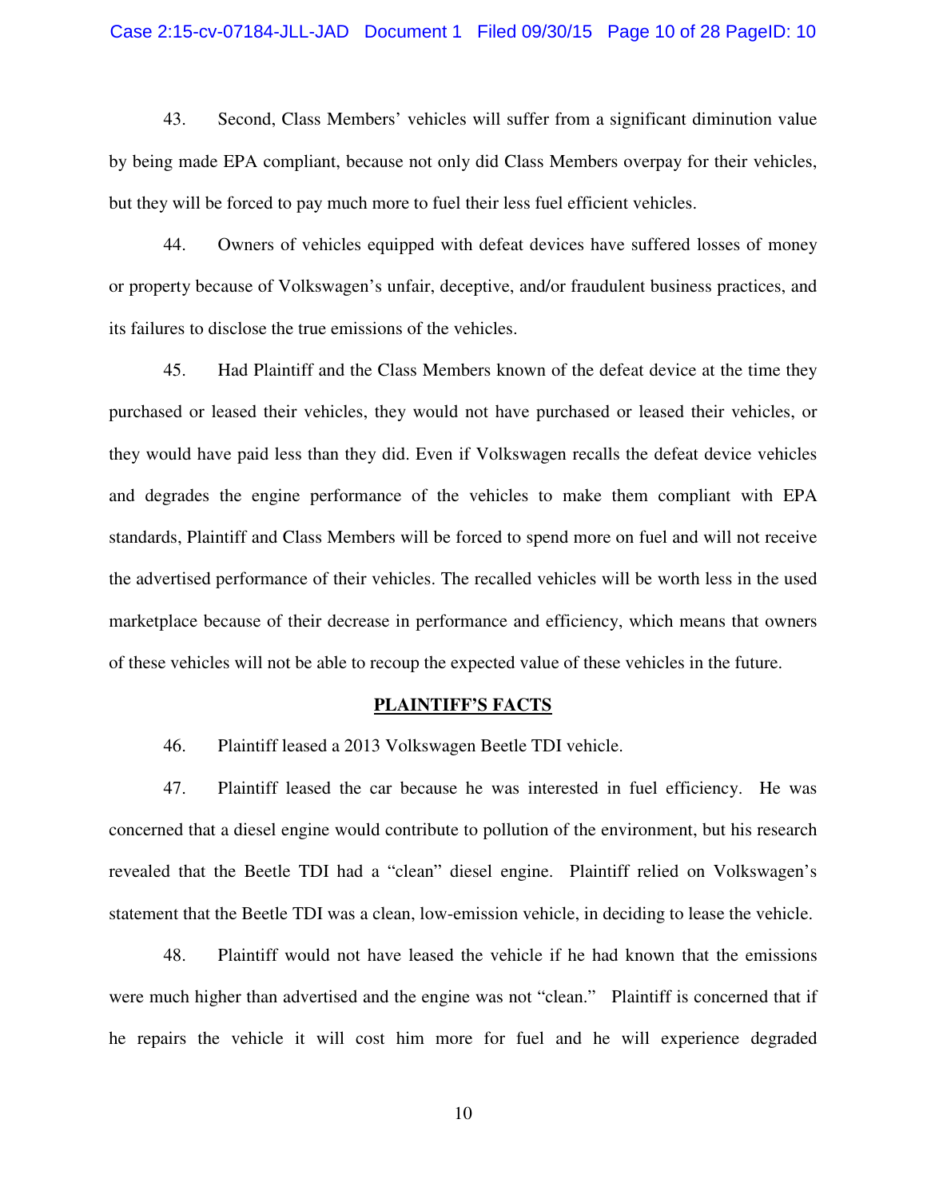43. Second, Class Members' vehicles will suffer from a significant diminution value by being made EPA compliant, because not only did Class Members overpay for their vehicles, but they will be forced to pay much more to fuel their less fuel efficient vehicles.

44. Owners of vehicles equipped with defeat devices have suffered losses of money or property because of Volkswagen's unfair, deceptive, and/or fraudulent business practices, and its failures to disclose the true emissions of the vehicles.

45. Had Plaintiff and the Class Members known of the defeat device at the time they purchased or leased their vehicles, they would not have purchased or leased their vehicles, or they would have paid less than they did. Even if Volkswagen recalls the defeat device vehicles and degrades the engine performance of the vehicles to make them compliant with EPA standards, Plaintiff and Class Members will be forced to spend more on fuel and will not receive the advertised performance of their vehicles. The recalled vehicles will be worth less in the used marketplace because of their decrease in performance and efficiency, which means that owners of these vehicles will not be able to recoup the expected value of these vehicles in the future.

## PLAINTIFF'S FACTS

46. Plaintiff leased a 2013 Volkswagen Beetle TDI vehicle.

47. Plaintiff leased the car because he was interested in fuel efficiency. He was concerned that a diesel engine would contribute to pollution of the environment, but his research revealed that the Beetle TDI had a "clean" diesel engine. Plaintiff relied on Volkswagen's statement that the Beetle TDI was a clean, low-emission vehicle, in deciding to lease the vehicle.

48. Plaintiff would not have leased the vehicle if he had known that the emissions were much higher than advertised and the engine was not "clean." Plaintiff is concerned that if he repairs the vehicle it will cost him more for fuel and he will experience degraded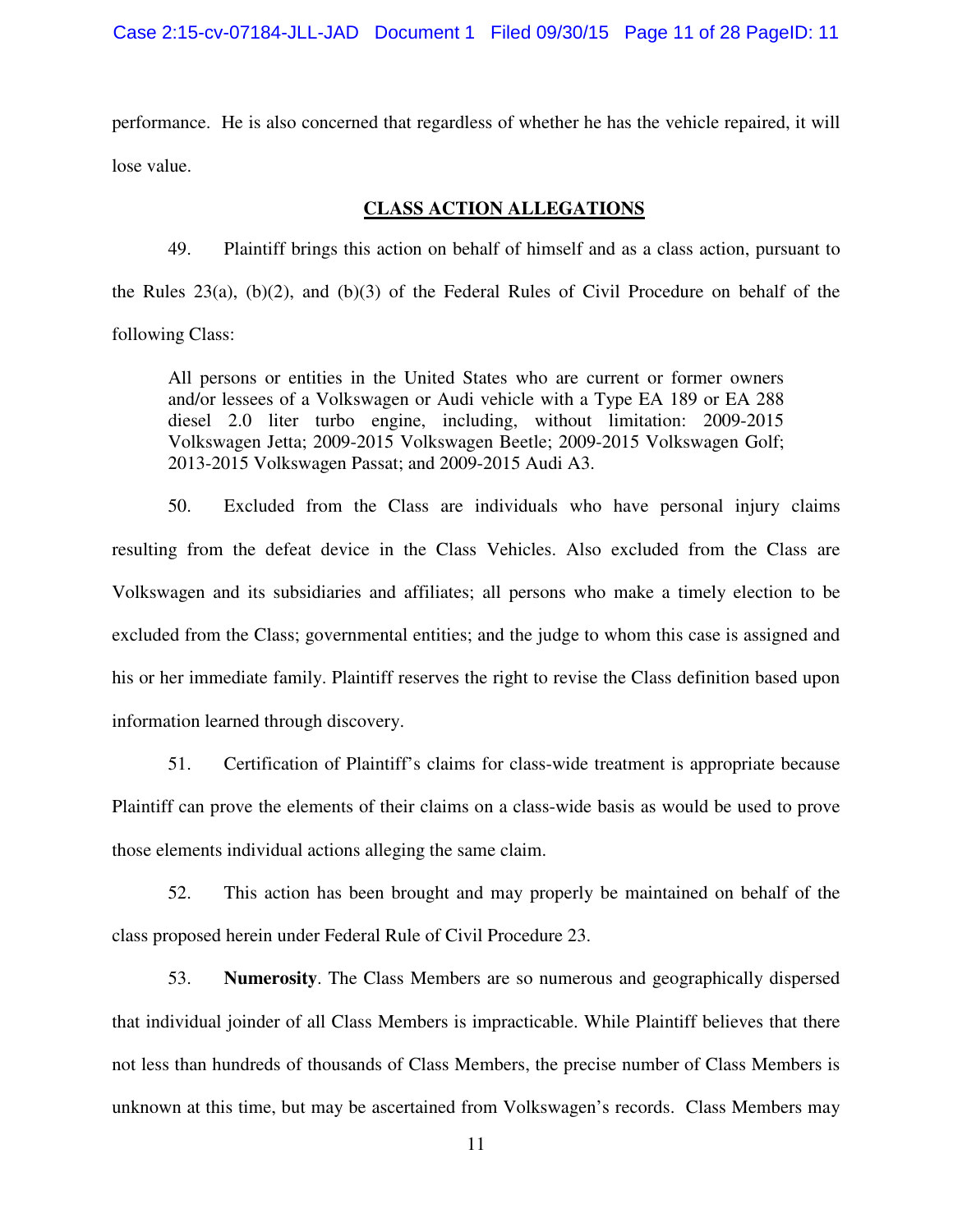performance. He is also concerned that regardless of whether he has the vehicle repaired, it will lose value.

## CLASS ACTION ALLEGATIONS

49. Plaintiff brings this action on behalf of himself and as a class action, pursuant to the Rules 23(a), (b)(2), and (b)(3) of the Federal Rules of Civil Procedure on behalf of the following Class:

> All persons or entities in the United States who are current or former owners and/or lessees of a Volkswagen or Audi vehicle with a Type EA 189 or EA 288 diesel 2.0 liter turbo engine, including, without limitation: 2009-2015 Volkswagen Jetta; 2009-2015 Volkswagen Beetle; 2009-2015 Volkswagen Golf; 2013-2015 Volkswagen Passat; and 2009-2015 Audi A3.

50. Excluded from the Class are individuals who have personal injury claims resulting from the defeat device in the Class Vehicles. Also excluded from the Class are Volkswagen and its subsidiaries and affiliates; all persons who make a timely election to be excluded from the Class; governmental entities; and the judge to whom this case is assigned and his or her immediate family. Plaintiff reserves the right to revise the Class definition based upon information learned through discovery.

51. Certification of Plaintiff's claims for class-wide treatment is appropriate because Plaintiff can prove the elements of their claims on a class-wide basis as would be used to prove those elements individual actions alleging the same claim.

52. This action has been brought and may properly be maintained on behalf of the class proposed herein under Federal Rule of Civil Procedure 23.

53. **Numerosity**. The Class Members are so numerous and geographically dispersed that individual joinder of all Class Members is impracticable. While Plaintiff believes that there not less than hundreds of thousands of Class Members, the precise number of Class Members is unknown at this time, but may be ascertained from Volkswagen's records. Class Members may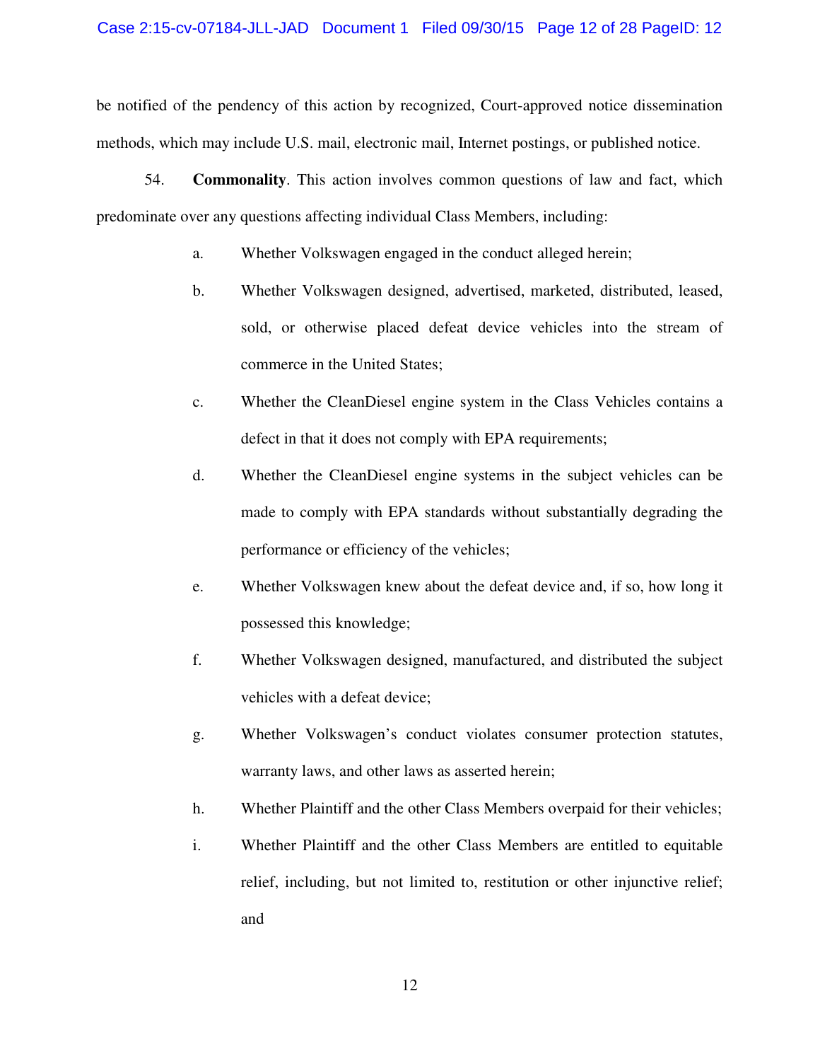be notified of the pendency of this action by recognized, Court-approved notice dissemination methods, which may include U.S. mail, electronic mail, Internet postings, or published notice.

54. **Commonality**. This action involves common questions of law and fact, which predominate over any questions affecting individual Class Members, including:

a. Whether Volkswagen engaged in the conduct alleged herein;

b. Whether Volkswagen designed, advertised, marketed, distributed, leased, sold, or otherwise placed defeat device vehicles into the stream of commerce in the United States;

c. Whether the CleanDiesel engine system in the Class Vehicles contains a defect in that it does not comply with EPA requirements;

d. Whether the CleanDiesel engine systems in the subject vehicles can be made to comply with EPA standards without substantially degrading the performance or efficiency of the vehicles;

e. Whether Volkswagen knew about the defeat device and, if so, how long it possessed this knowledge;

f. Whether Volkswagen designed, manufactured, and distributed the subject vehicles with a defeat device;

g. Whether Volkswagen's conduct violates consumer protection statutes, warranty laws, and other laws as asserted herein;

h. Whether Plaintiff and the other Class Members overpaid for their vehicles;

i. Whether Plaintiff and the other Class Members are entitled to equitable relief, including, but not limited to, restitution or other injunctive relief; and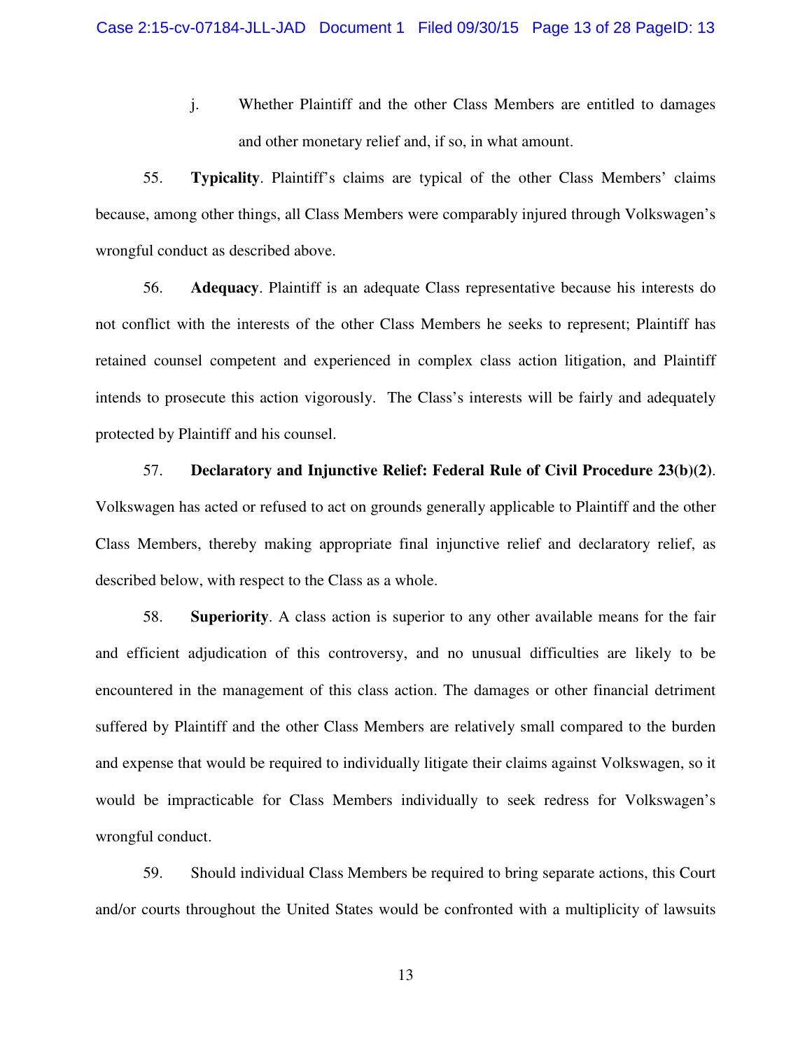j. Whether Plaintiff and the other Class Members are entitled to damages and other monetary relief and, if so, in what amount.

55. **Typicality**. Plaintiff's claims are typical of the other Class Members' claims because, among other things, all Class Members were comparably injured through Volkswagen's wrongful conduct as described above.

56. **Adequacy**. Plaintiff is an adequate Class representative because his interests do not conflict with the interests of the other Class Members he seeks to represent; Plaintiff has retained counsel competent and experienced in complex class action litigation, and Plaintiff intends to prosecute this action vigorously. The Class's interests will be fairly and adequately protected by Plaintiff and his counsel.

57. **Declaratory and Injunctive Relief: Federal Rule of Civil Procedure 23(b)(2)**. Volkswagen has acted or refused to act on grounds generally applicable to Plaintiff and the other Class Members, thereby making appropriate final injunctive relief and declaratory relief, as described below, with respect to the Class as a whole.

58. **Superiority**. A class action is superior to any other available means for the fair and efficient adjudication of this controversy, and no unusual difficulties are likely to be encountered in the management of this class action. The damages or other financial detriment suffered by Plaintiff and the other Class Members are relatively small compared to the burden and expense that would be required to individually litigate their claims against Volkswagen, so it would be impracticable for Class Members individually to seek redress for Volkswagen's wrongful conduct.

59. Should individual Class Members be required to bring separate actions, this Court and/or courts throughout the United States would be confronted with a multiplicity of lawsuits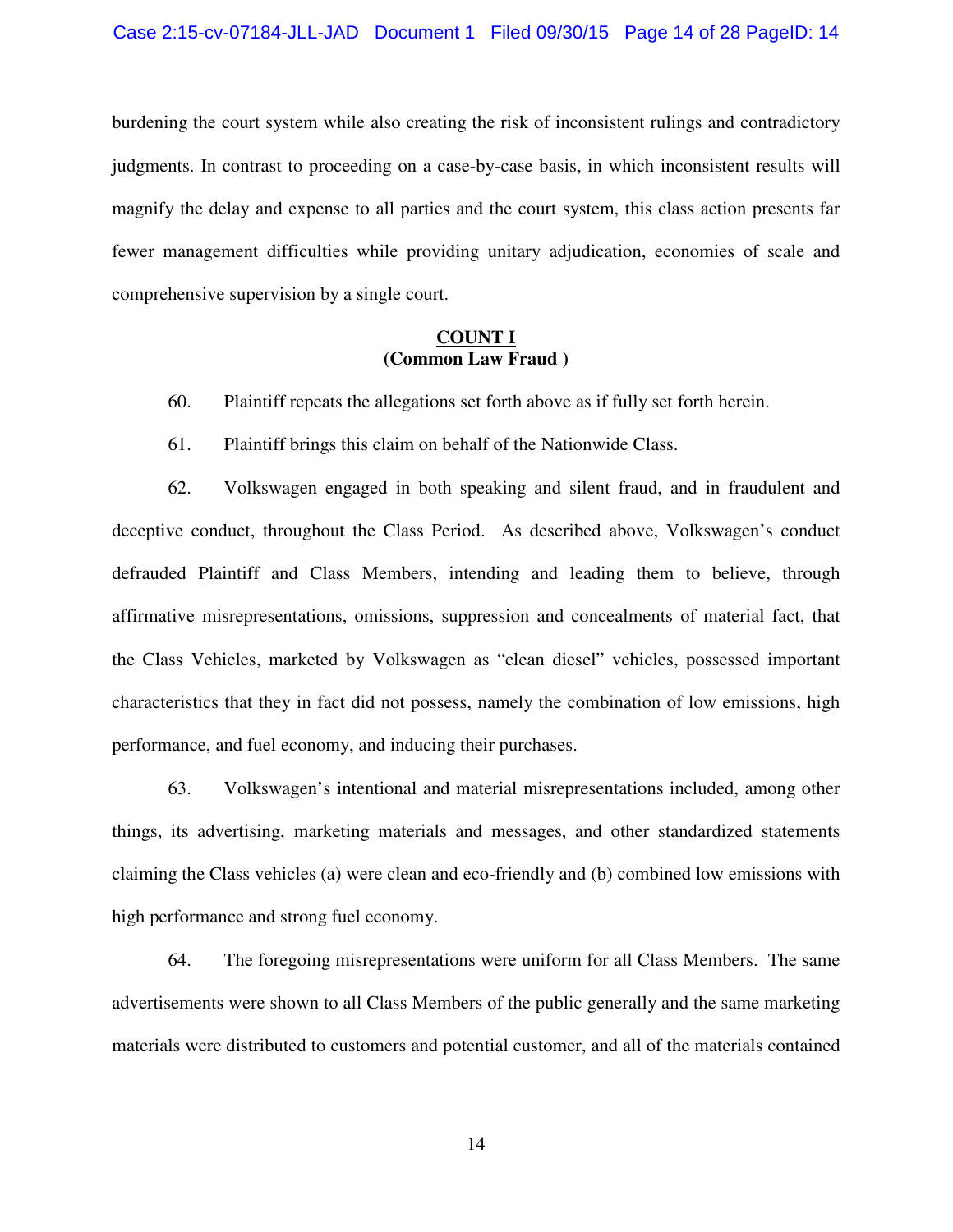burdening the court system while also creating the risk of inconsistent rulings and contradictory judgments. In contrast to proceeding on a case-by-case basis, in which inconsistent results will magnify the delay and expense to all parties and the court system, this class action presents far fewer management difficulties while providing unitary adjudication, economies of scale and comprehensive supervision by a single court.

**COUNT I**
**(Common Law Fraud )**

60. Plaintiff repeats the allegations set forth above as if fully set forth herein.

61. Plaintiff brings this claim on behalf of the Nationwide Class.

62. Volkswagen engaged in both speaking and silent fraud, and in fraudulent and deceptive conduct, throughout the Class Period. As described above, Volkswagen's conduct defrauded Plaintiff and Class Members, intending and leading them to believe, through affirmative misrepresentations, omissions, suppression and concealments of material fact, that the Class Vehicles, marketed by Volkswagen as "clean diesel" vehicles, possessed important characteristics that they in fact did not possess, namely the combination of low emissions, high performance, and fuel economy, and inducing their purchases.

63. Volkswagen's intentional and material misrepresentations included, among other things, its advertising, marketing materials and messages, and other standardized statements claiming the Class vehicles (a) were clean and eco-friendly and (b) combined low emissions with high performance and strong fuel economy.

64. The foregoing misrepresentations were uniform for all Class Members. The same advertisements were shown to all Class Members of the public generally and the same marketing materials were distributed to customers and potential customer, and all of the materials contained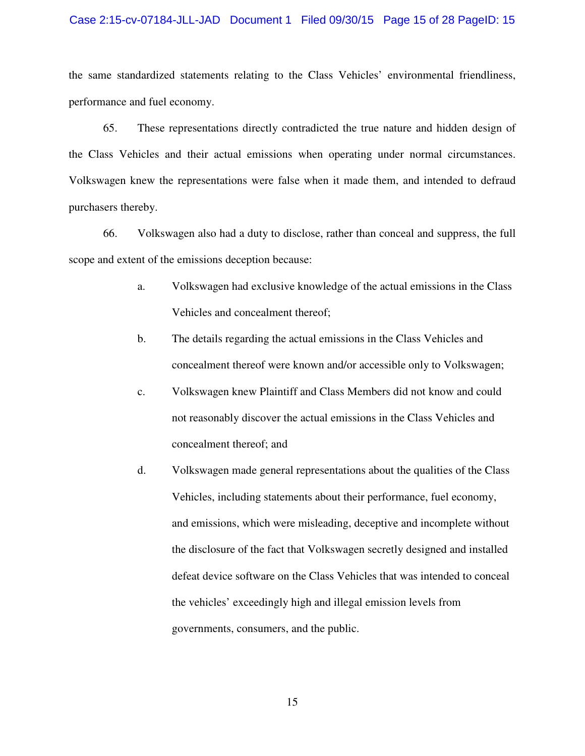the same standardized statements relating to the Class Vehicles' environmental friendliness, performance and fuel economy.

65. These representations directly contradicted the true nature and hidden design of the Class Vehicles and their actual emissions when operating under normal circumstances. Volkswagen knew the representations were false when it made them, and intended to defraud purchasers thereby.

66. Volkswagen also had a duty to disclose, rather than conceal and suppress, the full scope and extent of the emissions deception because:

a. Volkswagen had exclusive knowledge of the actual emissions in the Class Vehicles and concealment thereof;

b. The details regarding the actual emissions in the Class Vehicles and concealment thereof were known and/or accessible only to Volkswagen;

c. Volkswagen knew Plaintiff and Class Members did not know and could not reasonably discover the actual emissions in the Class Vehicles and concealment thereof; and

d. Volkswagen made general representations about the qualities of the Class Vehicles, including statements about their performance, fuel economy, and emissions, which were misleading, deceptive and incomplete without the disclosure of the fact that Volkswagen secretly designed and installed defeat device software on the Class Vehicles that was intended to conceal the vehicles' exceedingly high and illegal emission levels from governments, consumers, and the public.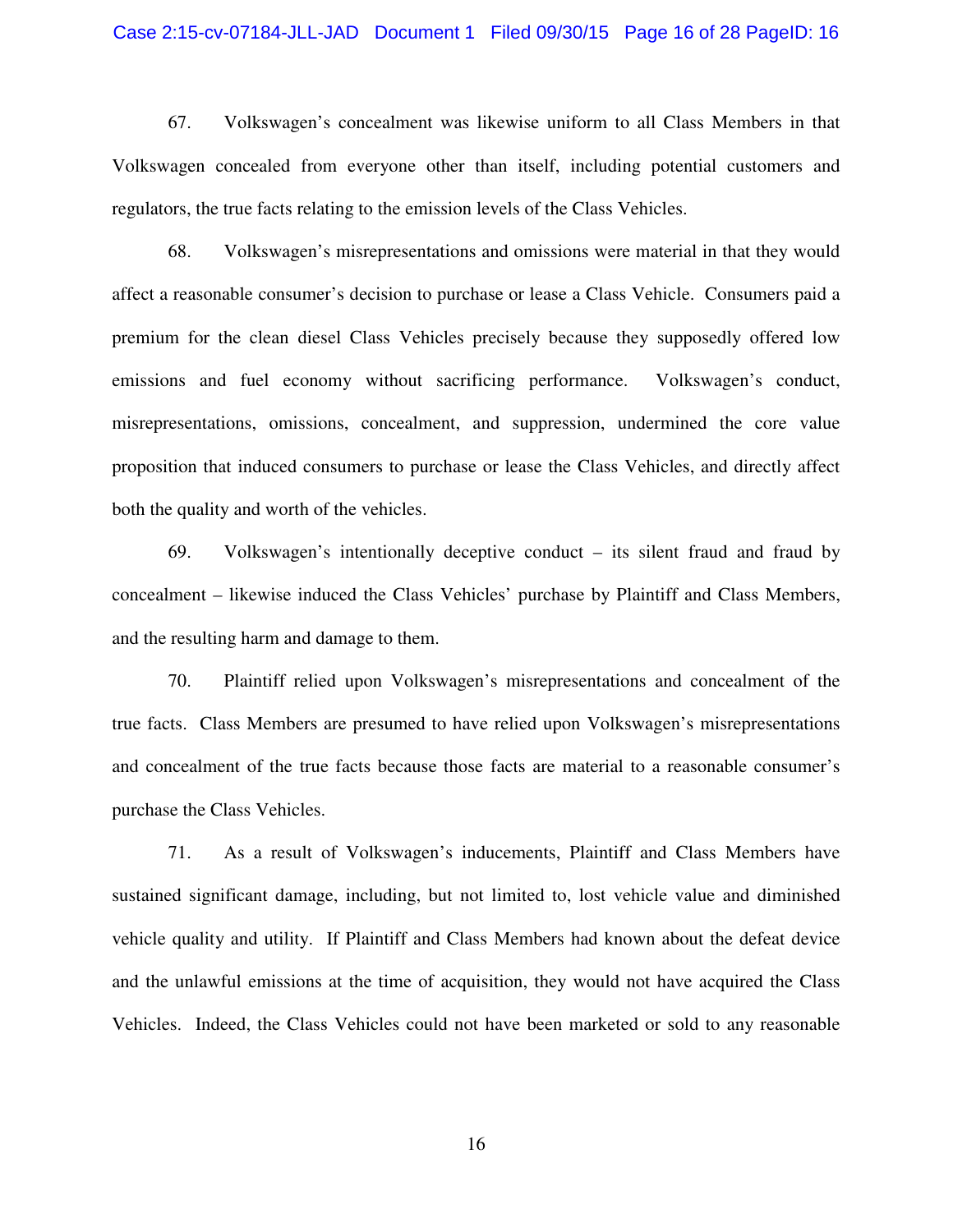67. Volkswagen's concealment was likewise uniform to all Class Members in that Volkswagen concealed from everyone other than itself, including potential customers and regulators, the true facts relating to the emission levels of the Class Vehicles.

68. Volkswagen's misrepresentations and omissions were material in that they would affect a reasonable consumer's decision to purchase or lease a Class Vehicle. Consumers paid a premium for the clean diesel Class Vehicles precisely because they supposedly offered low emissions and fuel economy without sacrificing performance. Volkswagen's conduct, misrepresentations, omissions, concealment, and suppression, undermined the core value proposition that induced consumers to purchase or lease the Class Vehicles, and directly affect both the quality and worth of the vehicles.

69. Volkswagen's intentionally deceptive conduct – its silent fraud and fraud by concealment – likewise induced the Class Vehicles' purchase by Plaintiff and Class Members, and the resulting harm and damage to them.

70. Plaintiff relied upon Volkswagen's misrepresentations and concealment of the true facts. Class Members are presumed to have relied upon Volkswagen's misrepresentations and concealment of the true facts because those facts are material to a reasonable consumer's purchase the Class Vehicles.

71. As a result of Volkswagen's inducements, Plaintiff and Class Members have sustained significant damage, including, but not limited to, lost vehicle value and diminished vehicle quality and utility. If Plaintiff and Class Members had known about the defeat device and the unlawful emissions at the time of acquisition, they would not have acquired the Class Vehicles. Indeed, the Class Vehicles could not have been marketed or sold to any reasonable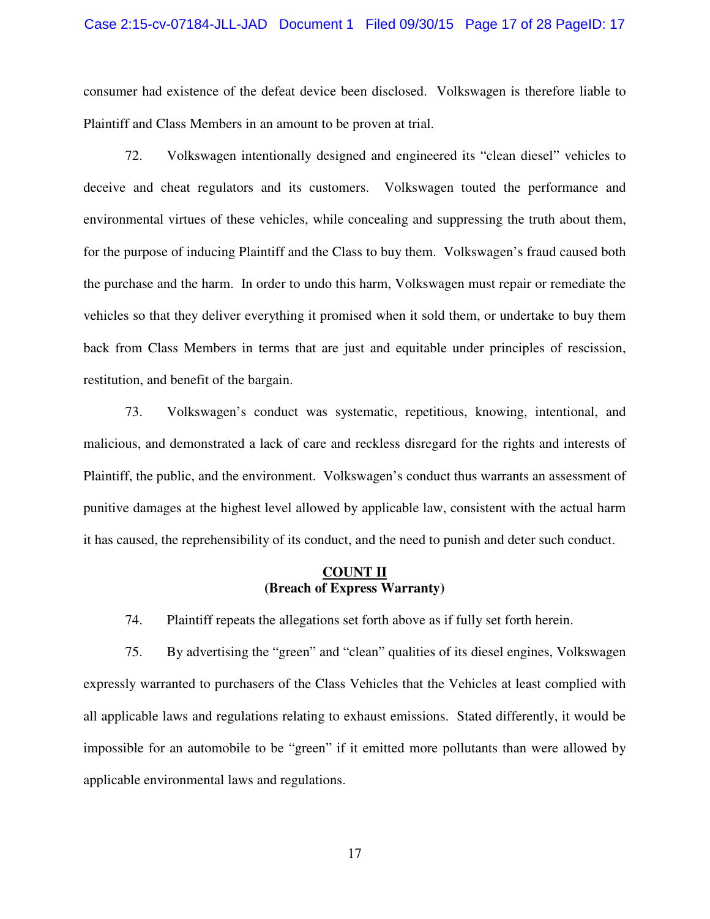consumer had existence of the defeat device been disclosed. Volkswagen is therefore liable to Plaintiff and Class Members in an amount to be proven at trial.

72. Volkswagen intentionally designed and engineered its "clean diesel" vehicles to deceive and cheat regulators and its customers. Volkswagen touted the performance and environmental virtues of these vehicles, while concealing and suppressing the truth about them, for the purpose of inducing Plaintiff and the Class to buy them. Volkswagen's fraud caused both the purchase and the harm. In order to undo this harm, Volkswagen must repair or remediate the vehicles so that they deliver everything it promised when it sold them, or undertake to buy them back from Class Members in terms that are just and equitable under principles of rescission, restitution, and benefit of the bargain.

73. Volkswagen's conduct was systematic, repetitious, knowing, intentional, and malicious, and demonstrated a lack of care and reckless disregard for the rights and interests of Plaintiff, the public, and the environment. Volkswagen's conduct thus warrants an assessment of punitive damages at the highest level allowed by applicable law, consistent with the actual harm it has caused, the reprehensibility of its conduct, and the need to punish and deter such conduct.

## COUNT II
**(Breach of Express Warranty)**

74. Plaintiff repeats the allegations set forth above as if fully set forth herein.

75. By advertising the "green" and "clean" qualities of its diesel engines, Volkswagen expressly warranted to purchasers of the Class Vehicles that the Vehicles at least complied with all applicable laws and regulations relating to exhaust emissions. Stated differently, it would be impossible for an automobile to be "green" if it emitted more pollutants than were allowed by applicable environmental laws and regulations.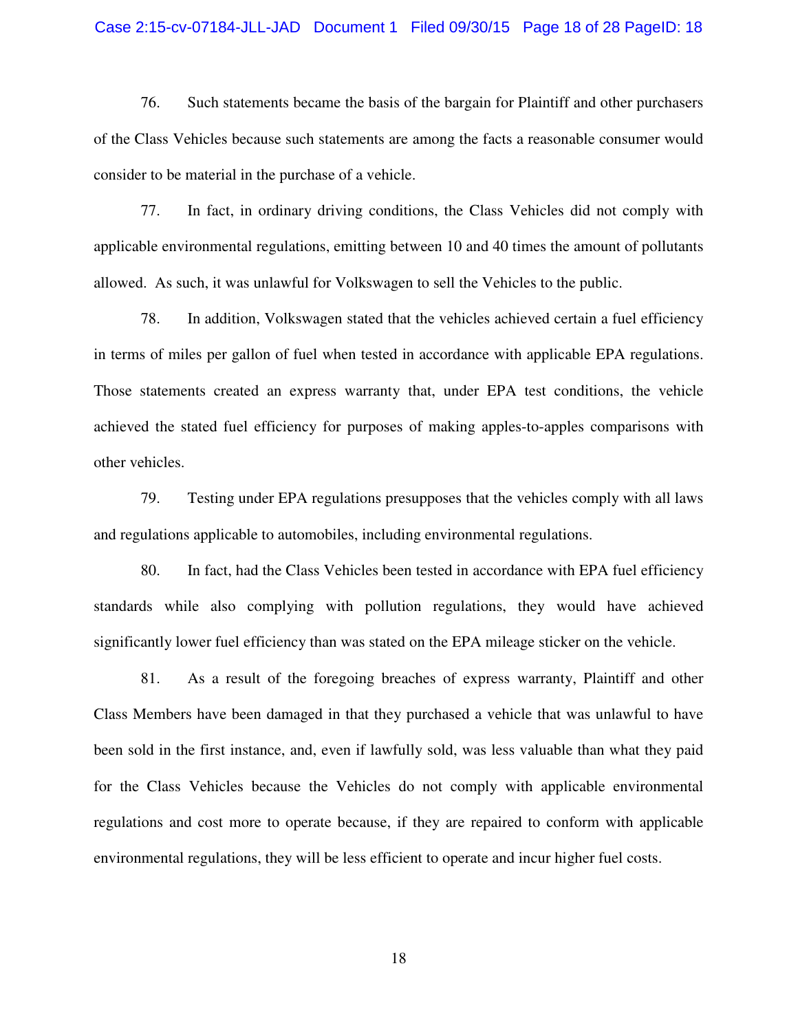76. Such statements became the basis of the bargain for Plaintiff and other purchasers of the Class Vehicles because such statements are among the facts a reasonable consumer would consider to be material in the purchase of a vehicle.

77. In fact, in ordinary driving conditions, the Class Vehicles did not comply with applicable environmental regulations, emitting between 10 and 40 times the amount of pollutants allowed. As such, it was unlawful for Volkswagen to sell the Vehicles to the public.

78. In addition, Volkswagen stated that the vehicles achieved certain a fuel efficiency in terms of miles per gallon of fuel when tested in accordance with applicable EPA regulations. Those statements created an express warranty that, under EPA test conditions, the vehicle achieved the stated fuel efficiency for purposes of making apples-to-apples comparisons with other vehicles.

79. Testing under EPA regulations presupposes that the vehicles comply with all laws and regulations applicable to automobiles, including environmental regulations.

80. In fact, had the Class Vehicles been tested in accordance with EPA fuel efficiency standards while also complying with pollution regulations, they would have achieved significantly lower fuel efficiency than was stated on the EPA mileage sticker on the vehicle.

81. As a result of the foregoing breaches of express warranty, Plaintiff and other Class Members have been damaged in that they purchased a vehicle that was unlawful to have been sold in the first instance, and, even if lawfully sold, was less valuable than what they paid for the Class Vehicles because the Vehicles do not comply with applicable environmental regulations and cost more to operate because, if they are repaired to conform with applicable environmental regulations, they will be less efficient to operate and incur higher fuel costs.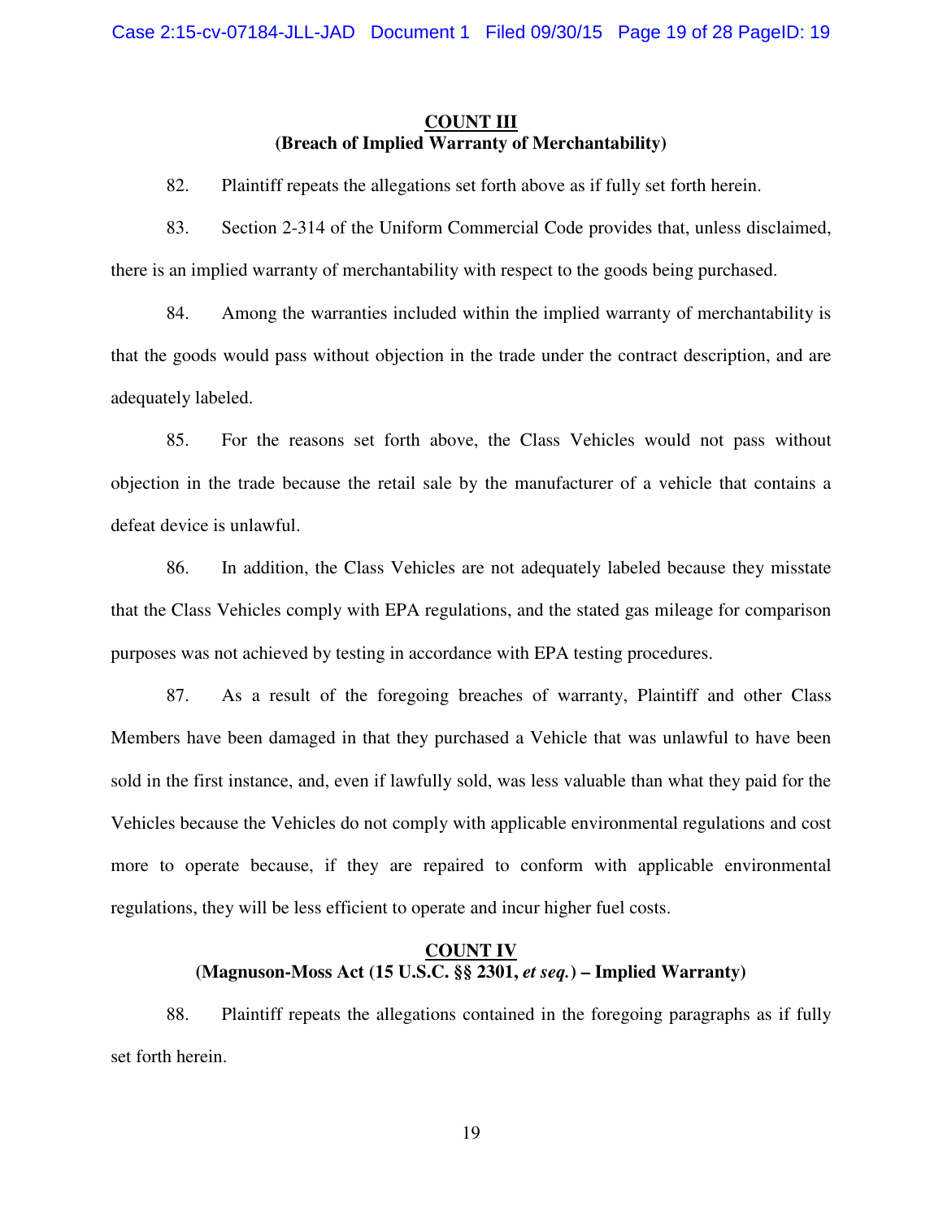## COUNT III
## (Breach of Implied Warranty of Merchantability)

82. Plaintiff repeats the allegations set forth above as if fully set forth herein.

83. Section 2-314 of the Uniform Commercial Code provides that, unless disclaimed, there is an implied warranty of merchantability with respect to the goods being purchased.

84. Among the warranties included within the implied warranty of merchantability is that the goods would pass without objection in the trade under the contract description, and are adequately labeled.

85. For the reasons set forth above, the Class Vehicles would not pass without objection in the trade because the retail sale by the manufacturer of a vehicle that contains a defeat device is unlawful.

86. In addition, the Class Vehicles are not adequately labeled because they misstate that the Class Vehicles comply with EPA regulations, and the stated gas mileage for comparison purposes was not achieved by testing in accordance with EPA testing procedures.

87. As a result of the foregoing breaches of warranty, Plaintiff and other Class Members have been damaged in that they purchased a Vehicle that was unlawful to have been sold in the first instance, and, even if lawfully sold, was less valuable than what they paid for the Vehicles because the Vehicles do not comply with applicable environmental regulations and cost more to operate because, if they are repaired to conform with applicable environmental regulations, they will be less efficient to operate and incur higher fuel costs.

## COUNT IV
## (Magnuson-Moss Act (15 U.S.C. §§ 2301, *et seq.*) – Implied Warranty)

88. Plaintiff repeats the allegations contained in the foregoing paragraphs as if fully set forth herein.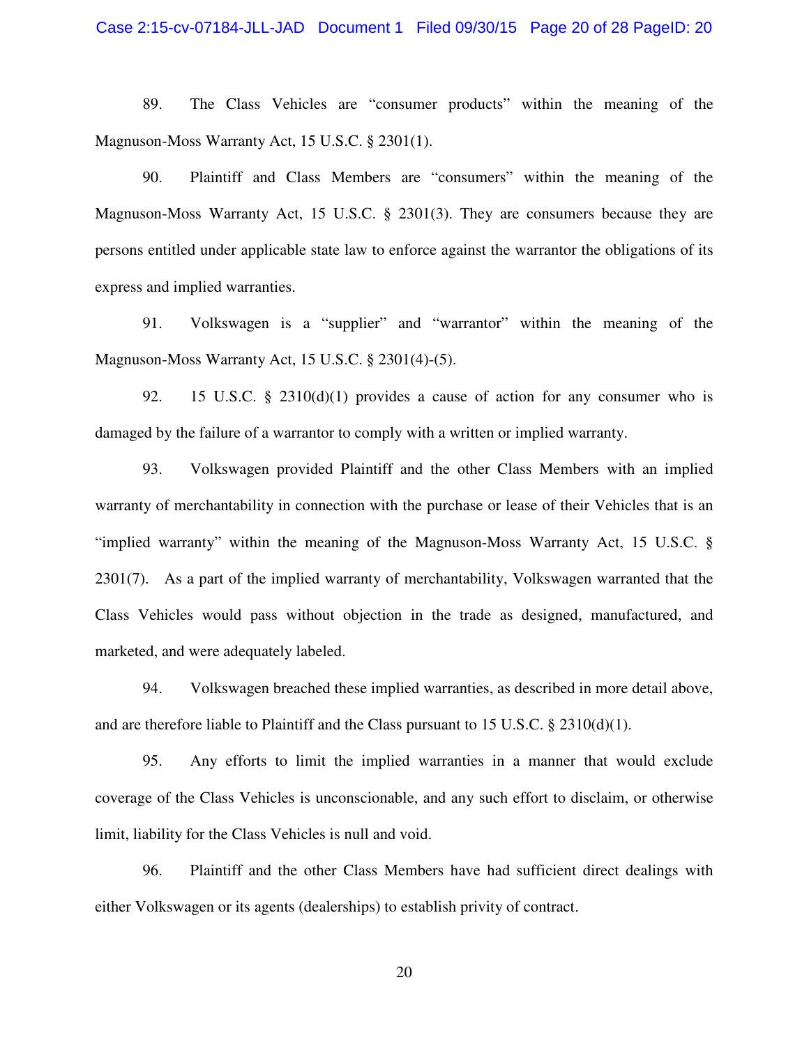89. The Class Vehicles are "consumer products" within the meaning of the Magnuson-Moss Warranty Act, 15 U.S.C. § 2301(1).

90. Plaintiff and Class Members are "consumers" within the meaning of the Magnuson-Moss Warranty Act, 15 U.S.C. § 2301(3). They are consumers because they are persons entitled under applicable state law to enforce against the warrantor the obligations of its express and implied warranties.

91. Volkswagen is a "supplier" and "warrantor" within the meaning of the Magnuson-Moss Warranty Act, 15 U.S.C. § 2301(4)-(5).

92. 15 U.S.C. § 2310(d)(1) provides a cause of action for any consumer who is damaged by the failure of a warrantor to comply with a written or implied warranty.

93. Volkswagen provided Plaintiff and the other Class Members with an implied warranty of merchantability in connection with the purchase or lease of their Vehicles that is an "implied warranty" within the meaning of the Magnuson-Moss Warranty Act, 15 U.S.C. § 2301(7). As a part of the implied warranty of merchantability, Volkswagen warranted that the Class Vehicles would pass without objection in the trade as designed, manufactured, and marketed, and were adequately labeled.

94. Volkswagen breached these implied warranties, as described in more detail above, and are therefore liable to Plaintiff and the Class pursuant to 15 U.S.C. § 2310(d)(1).

95. Any efforts to limit the implied warranties in a manner that would exclude coverage of the Class Vehicles is unconscionable, and any such effort to disclaim, or otherwise limit, liability for the Class Vehicles is null and void.

96. Plaintiff and the other Class Members have had sufficient direct dealings with either Volkswagen or its agents (dealerships) to establish privity of contract.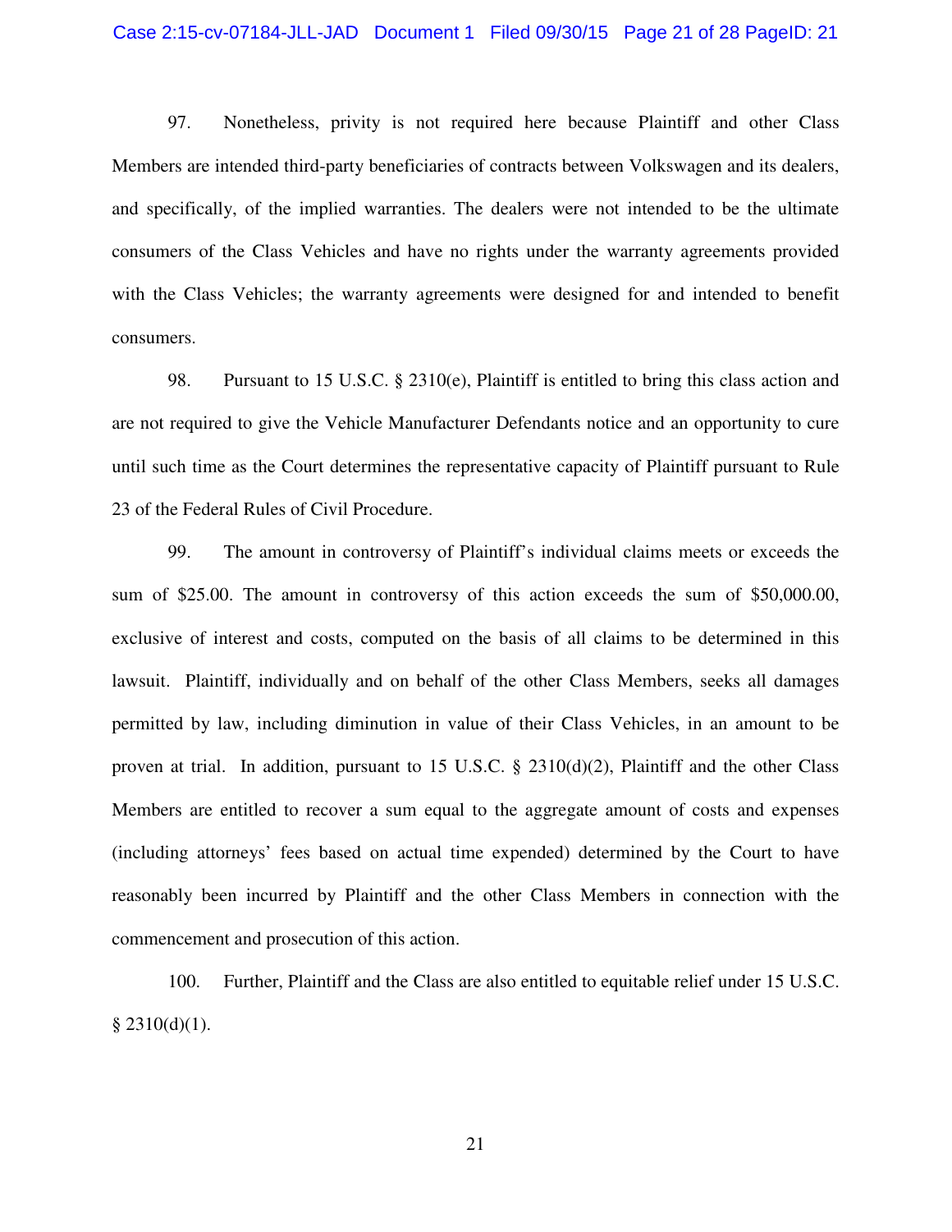97. Nonetheless, privity is not required here because Plaintiff and other Class Members are intended third-party beneficiaries of contracts between Volkswagen and its dealers, and specifically, of the implied warranties. The dealers were not intended to be the ultimate consumers of the Class Vehicles and have no rights under the warranty agreements provided with the Class Vehicles; the warranty agreements were designed for and intended to benefit consumers.

98. Pursuant to 15 U.S.C. § 2310(e), Plaintiff is entitled to bring this class action and are not required to give the Vehicle Manufacturer Defendants notice and an opportunity to cure until such time as the Court determines the representative capacity of Plaintiff pursuant to Rule 23 of the Federal Rules of Civil Procedure.

99. The amount in controversy of Plaintiff's individual claims meets or exceeds the sum of $25.00. The amount in controversy of this action exceeds the sum of $50,000.00, exclusive of interest and costs, computed on the basis of all claims to be determined in this lawsuit. Plaintiff, individually and on behalf of the other Class Members, seeks all damages permitted by law, including diminution in value of their Class Vehicles, in an amount to be proven at trial. In addition, pursuant to 15 U.S.C. § 2310(d)(2), Plaintiff and the other Class Members are entitled to recover a sum equal to the aggregate amount of costs and expenses (including attorneys' fees based on actual time expended) determined by the Court to have reasonably been incurred by Plaintiff and the other Class Members in connection with the commencement and prosecution of this action.

100. Further, Plaintiff and the Class are also entitled to equitable relief under 15 U.S.C. § 2310(d)(1).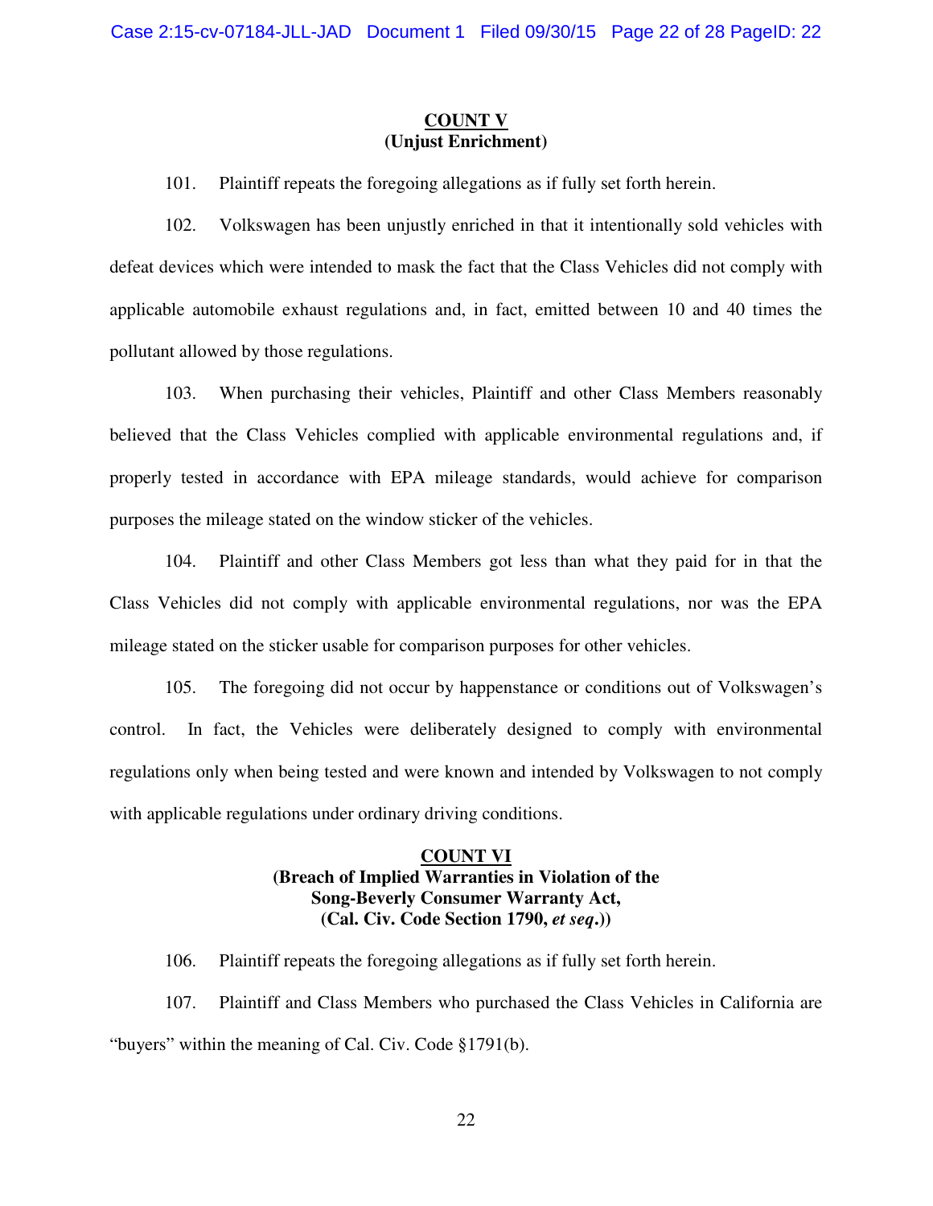**COUNT V**
**(Unjust Enrichment)**

101. Plaintiff repeats the foregoing allegations as if fully set forth herein.

102. Volkswagen has been unjustly enriched in that it intentionally sold vehicles with defeat devices which were intended to mask the fact that the Class Vehicles did not comply with applicable automobile exhaust regulations and, in fact, emitted between 10 and 40 times the pollutant allowed by those regulations.

103. When purchasing their vehicles, Plaintiff and other Class Members reasonably believed that the Class Vehicles complied with applicable environmental regulations and, if properly tested in accordance with EPA mileage standards, would achieve for comparison purposes the mileage stated on the window sticker of the vehicles.

104. Plaintiff and other Class Members got less than what they paid for in that the Class Vehicles did not comply with applicable environmental regulations, nor was the EPA mileage stated on the sticker usable for comparison purposes for other vehicles.

105. The foregoing did not occur by happenstance or conditions out of Volkswagen's control. In fact, the Vehicles were deliberately designed to comply with environmental regulations only when being tested and were known and intended by Volkswagen to not comply with applicable regulations under ordinary driving conditions.

**COUNT VI**
**(Breach of Implied Warranties in Violation of the Song-Beverly Consumer Warranty Act, (Cal. Civ. Code Section 1790, *et seq*.))**

106. Plaintiff repeats the foregoing allegations as if fully set forth herein.

107. Plaintiff and Class Members who purchased the Class Vehicles in California are "buyers" within the meaning of Cal. Civ. Code §1791(b).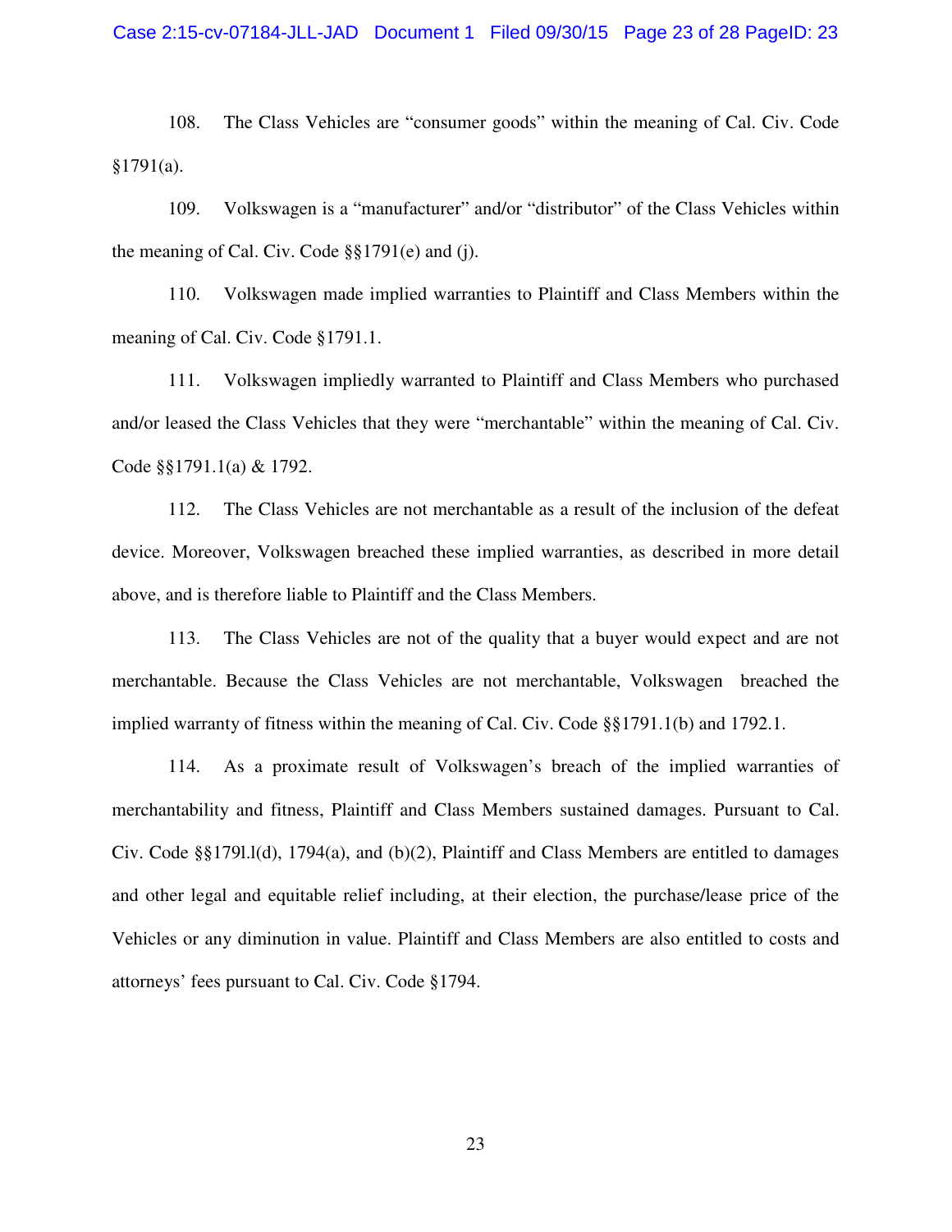108. The Class Vehicles are "consumer goods" within the meaning of Cal. Civ. Code §1791(a).

109. Volkswagen is a "manufacturer" and/or "distributor" of the Class Vehicles within the meaning of Cal. Civ. Code §§1791(e) and (j).

110. Volkswagen made implied warranties to Plaintiff and Class Members within the meaning of Cal. Civ. Code §1791.1.

111. Volkswagen impliedly warranted to Plaintiff and Class Members who purchased and/or leased the Class Vehicles that they were "merchantable" within the meaning of Cal. Civ. Code §§1791.1(a) & 1792.

112. The Class Vehicles are not merchantable as a result of the inclusion of the defeat device. Moreover, Volkswagen breached these implied warranties, as described in more detail above, and is therefore liable to Plaintiff and the Class Members.

113. The Class Vehicles are not of the quality that a buyer would expect and are not merchantable. Because the Class Vehicles are not merchantable, Volkswagen breached the implied warranty of fitness within the meaning of Cal. Civ. Code §§1791.1(b) and 1792.1.

114. As a proximate result of Volkswagen's breach of the implied warranties of merchantability and fitness, Plaintiff and Class Members sustained damages. Pursuant to Cal. Civ. Code §§179l.l(d), 1794(a), and (b)(2), Plaintiff and Class Members are entitled to damages and other legal and equitable relief including, at their election, the purchase/lease price of the Vehicles or any diminution in value. Plaintiff and Class Members are also entitled to costs and attorneys' fees pursuant to Cal. Civ. Code §1794.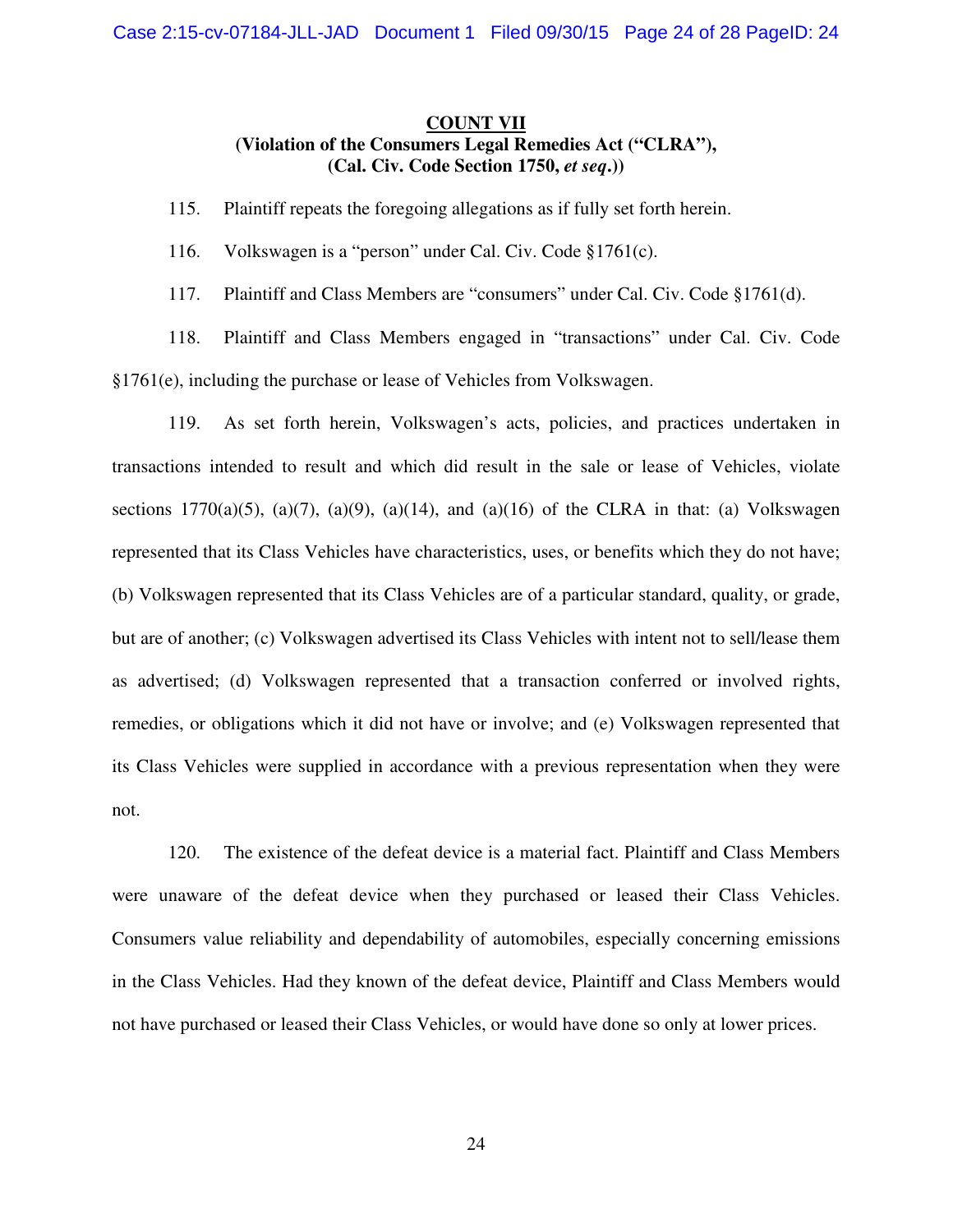**COUNT VII**
**(Violation of the Consumers Legal Remedies Act ("CLRA"),**
**(Cal. Civ. Code Section 1750, *et seq*.))**

115. Plaintiff repeats the foregoing allegations as if fully set forth herein.

116. Volkswagen is a "person" under Cal. Civ. Code §1761(c).

117. Plaintiff and Class Members are "consumers" under Cal. Civ. Code §1761(d).

118. Plaintiff and Class Members engaged in "transactions" under Cal. Civ. Code §1761(e), including the purchase or lease of Vehicles from Volkswagen.

119. As set forth herein, Volkswagen's acts, policies, and practices undertaken in transactions intended to result and which did result in the sale or lease of Vehicles, violate sections 1770(a)(5), (a)(7), (a)(9), (a)(14), and (a)(16) of the CLRA in that: (a) Volkswagen represented that its Class Vehicles have characteristics, uses, or benefits which they do not have; (b) Volkswagen represented that its Class Vehicles are of a particular standard, quality, or grade, but are of another; (c) Volkswagen advertised its Class Vehicles with intent not to sell/lease them as advertised; (d) Volkswagen represented that a transaction conferred or involved rights, remedies, or obligations which it did not have or involve; and (e) Volkswagen represented that its Class Vehicles were supplied in accordance with a previous representation when they were not.

120. The existence of the defeat device is a material fact. Plaintiff and Class Members were unaware of the defeat device when they purchased or leased their Class Vehicles. Consumers value reliability and dependability of automobiles, especially concerning emissions in the Class Vehicles. Had they known of the defeat device, Plaintiff and Class Members would not have purchased or leased their Class Vehicles, or would have done so only at lower prices.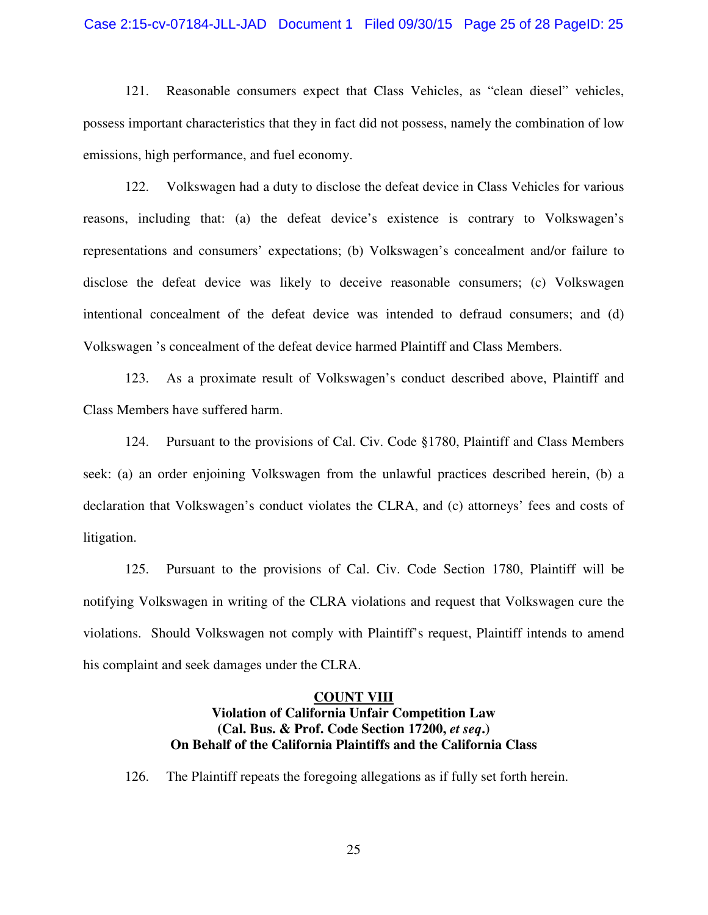121. Reasonable consumers expect that Class Vehicles, as "clean diesel" vehicles, possess important characteristics that they in fact did not possess, namely the combination of low emissions, high performance, and fuel economy.

122. Volkswagen had a duty to disclose the defeat device in Class Vehicles for various reasons, including that: (a) the defeat device's existence is contrary to Volkswagen's representations and consumers' expectations; (b) Volkswagen's concealment and/or failure to disclose the defeat device was likely to deceive reasonable consumers; (c) Volkswagen intentional concealment of the defeat device was intended to defraud consumers; and (d) Volkswagen 's concealment of the defeat device harmed Plaintiff and Class Members.

123. As a proximate result of Volkswagen's conduct described above, Plaintiff and Class Members have suffered harm.

124. Pursuant to the provisions of Cal. Civ. Code §1780, Plaintiff and Class Members seek: (a) an order enjoining Volkswagen from the unlawful practices described herein, (b) a declaration that Volkswagen's conduct violates the CLRA, and (c) attorneys' fees and costs of litigation.

125. Pursuant to the provisions of Cal. Civ. Code Section 1780, Plaintiff will be notifying Volkswagen in writing of the CLRA violations and request that Volkswagen cure the violations. Should Volkswagen not comply with Plaintiff's request, Plaintiff intends to amend his complaint and seek damages under the CLRA.

**COUNT VIII**
**Violation of California Unfair Competition Law**
**(Cal. Bus. & Prof. Code Section 17200, *et seq*.)**
**On Behalf of the California Plaintiffs and the California Class**

126. The Plaintiff repeats the foregoing allegations as if fully set forth herein.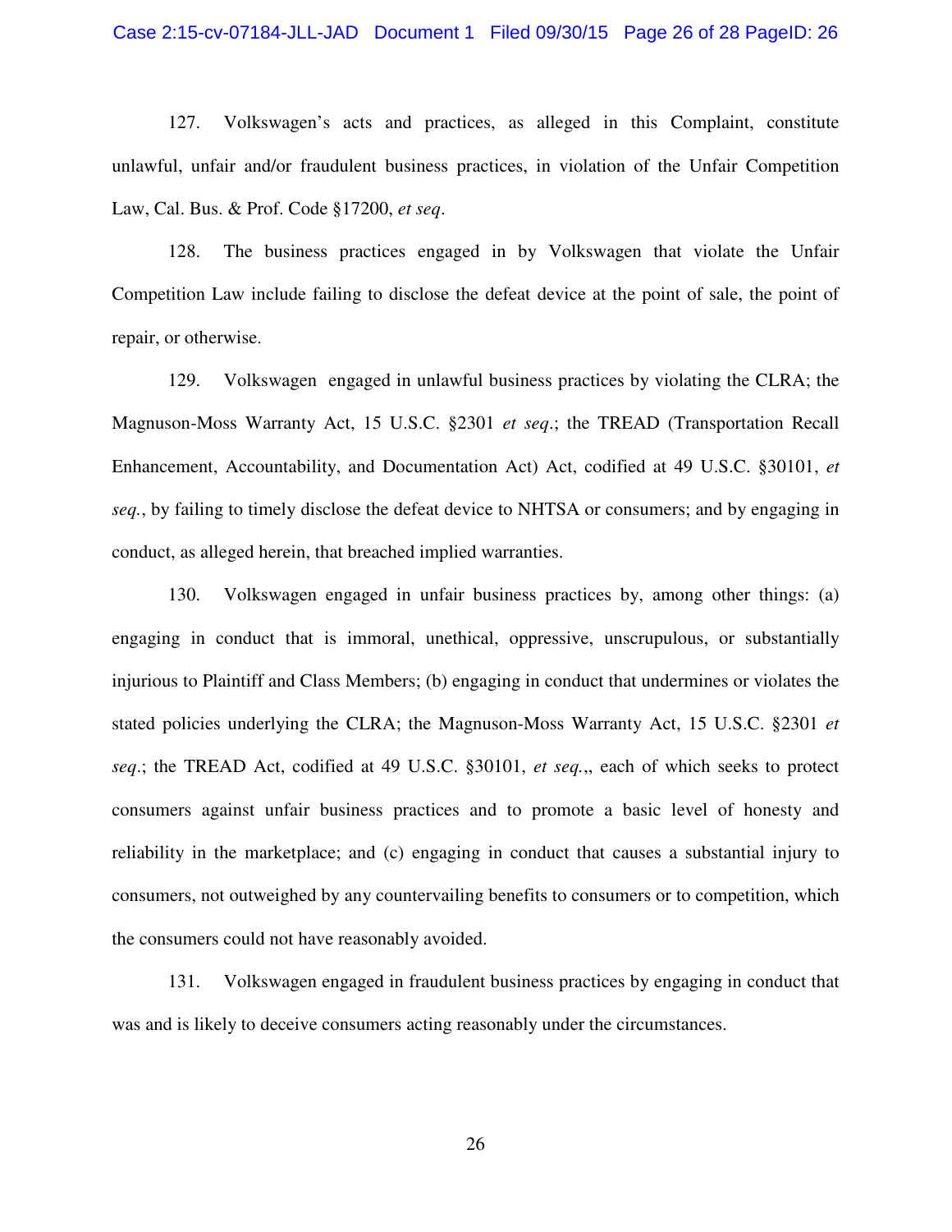127. Volkswagen's acts and practices, as alleged in this Complaint, constitute unlawful, unfair and/or fraudulent business practices, in violation of the Unfair Competition Law, Cal. Bus. & Prof. Code §17200, *et seq*.

128. The business practices engaged in by Volkswagen that violate the Unfair Competition Law include failing to disclose the defeat device at the point of sale, the point of repair, or otherwise.

129. Volkswagen engaged in unlawful business practices by violating the CLRA; the Magnuson-Moss Warranty Act, 15 U.S.C. §2301 *et seq*.; the TREAD (Transportation Recall Enhancement, Accountability, and Documentation Act) Act, codified at 49 U.S.C. §30101, *et seq.*, by failing to timely disclose the defeat device to NHTSA or consumers; and by engaging in conduct, as alleged herein, that breached implied warranties.

130. Volkswagen engaged in unfair business practices by, among other things: (a) engaging in conduct that is immoral, unethical, oppressive, unscrupulous, or substantially injurious to Plaintiff and Class Members; (b) engaging in conduct that undermines or violates the stated policies underlying the CLRA; the Magnuson-Moss Warranty Act, 15 U.S.C. §2301 *et seq*.; the TREAD Act, codified at 49 U.S.C. §30101, *et seq.*,, each of which seeks to protect consumers against unfair business practices and to promote a basic level of honesty and reliability in the marketplace; and (c) engaging in conduct that causes a substantial injury to consumers, not outweighed by any countervailing benefits to consumers or to competition, which the consumers could not have reasonably avoided.

131. Volkswagen engaged in fraudulent business practices by engaging in conduct that was and is likely to deceive consumers acting reasonably under the circumstances.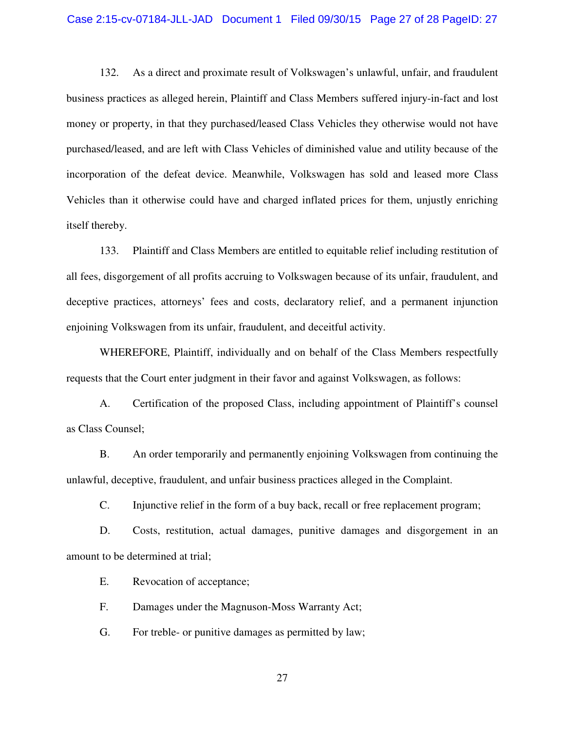132. As a direct and proximate result of Volkswagen's unlawful, unfair, and fraudulent business practices as alleged herein, Plaintiff and Class Members suffered injury-in-fact and lost money or property, in that they purchased/leased Class Vehicles they otherwise would not have purchased/leased, and are left with Class Vehicles of diminished value and utility because of the incorporation of the defeat device. Meanwhile, Volkswagen has sold and leased more Class Vehicles than it otherwise could have and charged inflated prices for them, unjustly enriching itself thereby.

133. Plaintiff and Class Members are entitled to equitable relief including restitution of all fees, disgorgement of all profits accruing to Volkswagen because of its unfair, fraudulent, and deceptive practices, attorneys' fees and costs, declaratory relief, and a permanent injunction enjoining Volkswagen from its unfair, fraudulent, and deceitful activity.

WHEREFORE, Plaintiff, individually and on behalf of the Class Members respectfully requests that the Court enter judgment in their favor and against Volkswagen, as follows:

A. Certification of the proposed Class, including appointment of Plaintiff's counsel as Class Counsel;

B. An order temporarily and permanently enjoining Volkswagen from continuing the unlawful, deceptive, fraudulent, and unfair business practices alleged in the Complaint.

C. Injunctive relief in the form of a buy back, recall or free replacement program;

D. Costs, restitution, actual damages, punitive damages and disgorgement in an amount to be determined at trial;

E. Revocation of acceptance;

F. Damages under the Magnuson-Moss Warranty Act;

G. For treble- or punitive damages as permitted by law;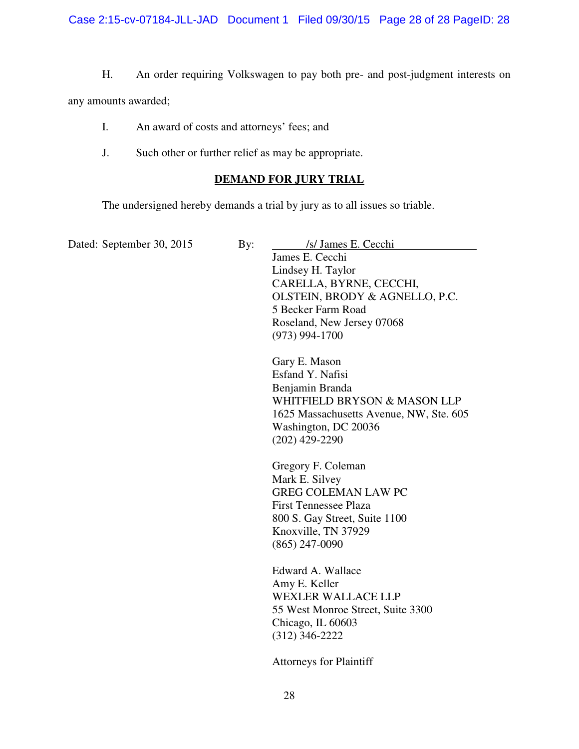H. An order requiring Volkswagen to pay both pre- and post-judgment interests on any amounts awarded;

I. An award of costs and attorneys' fees; and

J. Such other or further relief as may be appropriate.

## DEMAND FOR JURY TRIAL

The undersigned hereby demands a trial by jury as to all issues so triable.

Dated: September 30, 2015

By: /s/ James E. Cecchi

James E. Cecchi  
Lindsey H. Taylor  
CARELLA, BYRNE, CECCHI,  
OLSTEIN, BRODY & AGNELLO, P.C.  
5 Becker Farm Road  
Roseland, New Jersey 07068  
(973) 994-1700

Gary E. Mason  
Esfand Y. Nafisi  
Benjamin Branda  
WHITFIELD BRYSON & MASON LLP  
1625 Massachusetts Avenue, NW, Ste. 605  
Washington, DC 20036  
(202) 429-2290

Gregory F. Coleman  
Mark E. Silvey  
GREG COLEMAN LAW PC  
First Tennessee Plaza  
800 S. Gay Street, Suite 1100  
Knoxville, TN 37929  
(865) 247-0090

Edward A. Wallace  
Amy E. Keller  
WEXLER WALLACE LLP  
55 West Monroe Street, Suite 3300  
Chicago, IL 60603  
(312) 346-2222

Attorneys for Plaintiff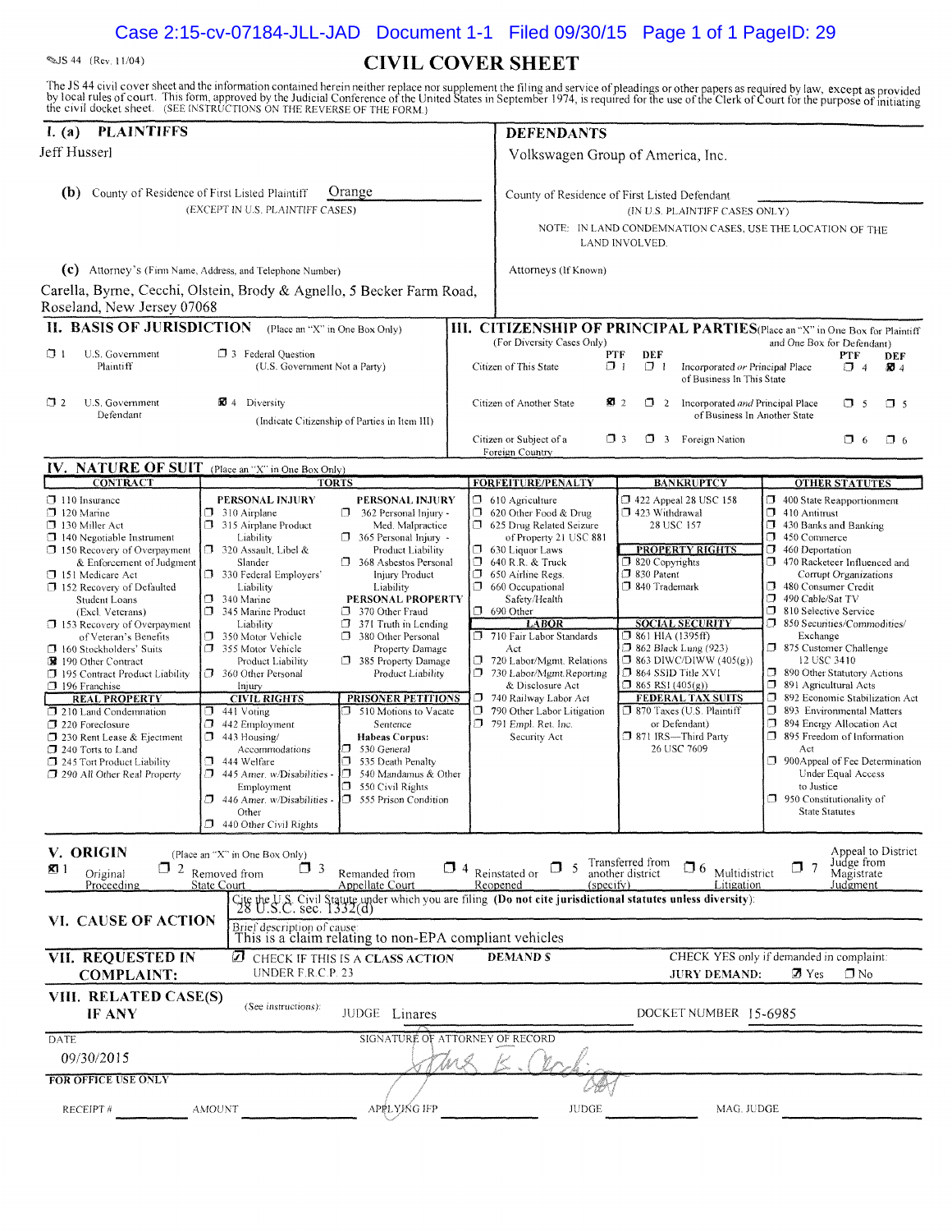JS 44 (Rev. 11/04)

# CIVIL COVER SHEET

The JS 44 civil cover sheet and the information contained herein neither replace nor supplement the filing and service of pleadings or other papers as required by law, except as provided by local rules of court. This form, approved by the Judicial Conference of the United States in September 1974, is required for the use of the Clerk of Court for the purpose of initiating the civil docket sheet. (SEE INSTRUCTIONS ON THE REVERSE OF THE FORM.)

## I. (a) PLAINTIFFS

Jeff Husserl

**(b)** County of Residence of First Listed Plaintiff: Orange
(EXCEPT IN U.S. PLAINTIFF CASES)

**(c)** Attorney's (Firm Name, Address, and Telephone Number)

Carella, Byrne, Cecchi, Olstein, Brody & Agnello, 5 Becker Farm Road, Roseland, New Jersey 07068

## DEFENDANTS

Volkswagen Group of America, Inc.

County of Residence of First Listed Defendant
(IN U.S. PLAINTIFF CASES ONLY)

NOTE: IN LAND CONDEMNATION CASES, USE THE LOCATION OF THE LAND INVOLVED.

Attorneys (If Known)

## II. BASIS OF JURISDICTION (Place an "X" in One Box Only)

- ☐ 1 U.S. Government Plaintiff
- ☐ 3 Federal Question (U.S. Government Not a Party)
- ☐ 2 U.S. Government Defendant
- ☒ 4 Diversity (Indicate Citizenship of Parties in Item III)

## III. CITIZENSHIP OF PRINCIPAL PARTIES (Place an "X" in One Box for Plaintiff and One Box for Defendant) (For Diversity Cases Only)

| | PTF | DEF | | PTF | DEF |
|---|---|---|---|---|---|
| Citizen of This State | ☐ 1 | ☐ 1 | Incorporated or Principal Place of Business In This State | ☐ 4 | ☒ 4 |
| Citizen of Another State | ☒ 2 | ☐ 2 | Incorporated and Principal Place of Business In Another State | ☐ 5 | ☐ 5 |
| Citizen or Subject of a Foreign Country | ☐ 3 | ☐ 3 | Foreign Nation | ☐ 6 | ☐ 6 |

## IV. NATURE OF SUIT (Place an "X" in One Box Only)

**CONTRACT**
- ☐ 110 Insurance
- ☐ 120 Marine
- ☐ 130 Miller Act
- ☐ 140 Negotiable Instrument
- ☐ 150 Recovery of Overpayment & Enforcement of Judgment
- ☐ 151 Medicare Act
- ☐ 152 Recovery of Defaulted Student Loans (Excl. Veterans)
- ☐ 153 Recovery of Overpayment of Veteran's Benefits
- ☐ 160 Stockholders' Suits
- ☒ 190 Other Contract
- ☐ 195 Contract Product Liability
- ☐ 196 Franchise

**REAL PROPERTY**
- ☐ 210 Land Condemnation
- ☐ 220 Foreclosure
- ☐ 230 Rent Lease & Ejectment
- ☐ 240 Torts to Land
- ☐ 245 Tort Product Liability
- ☐ 290 All Other Real Property

**TORTS — PERSONAL INJURY**
- ☐ 310 Airplane
- ☐ 315 Airplane Product Liability
- ☐ 320 Assault, Libel & Slander
- ☐ 330 Federal Employers' Liability
- ☐ 340 Marine
- ☐ 345 Marine Product Liability
- ☐ 350 Motor Vehicle
- ☐ 355 Motor Vehicle Product Liability
- ☐ 360 Other Personal Injury

**PERSONAL INJURY**
- ☐ 362 Personal Injury - Med. Malpractice
- ☐ 365 Personal Injury - Product Liability
- ☐ 368 Asbestos Personal Injury Product Liability

**PERSONAL PROPERTY**
- ☐ 370 Other Fraud
- ☐ 371 Truth in Lending
- ☐ 380 Other Personal Property Damage
- ☐ 385 Property Damage Product Liability

**CIVIL RIGHTS**
- ☐ 441 Voting
- ☐ 442 Employment
- ☐ 443 Housing/ Accommodations
- ☐ 444 Welfare
- ☐ 445 Amer. w/Disabilities - Employment
- ☐ 446 Amer. w/Disabilities - Other
- ☐ 440 Other Civil Rights

**PRISONER PETITIONS**
- ☐ 510 Motions to Vacate Sentence
- Habeas Corpus:
- ☐ 530 General
- ☐ 535 Death Penalty
- ☐ 540 Mandamus & Other
- ☐ 550 Civil Rights
- ☐ 555 Prison Condition

**FORFEITURE/PENALTY**
- ☐ 610 Agriculture
- ☐ 620 Other Food & Drug
- ☐ 625 Drug Related Seizure of Property 21 USC 881
- ☐ 630 Liquor Laws
- ☐ 640 R.R. & Truck
- ☐ 650 Airline Regs.
- ☐ 660 Occupational Safety/Health
- ☐ 690 Other

**LABOR**
- ☐ 710 Fair Labor Standards Act
- ☐ 720 Labor/Mgmt. Relations
- ☐ 730 Labor/Mgmt.Reporting & Disclosure Act
- ☐ 740 Railway Labor Act
- ☐ 790 Other Labor Litigation
- ☐ 791 Empl. Ret. Inc. Security Act

**BANKRUPTCY**
- ☐ 422 Appeal 28 USC 158
- ☐ 423 Withdrawal 28 USC 157

**PROPERTY RIGHTS**
- ☐ 820 Copyrights
- ☐ 830 Patent
- ☐ 840 Trademark

**SOCIAL SECURITY**
- ☐ 861 HIA (1395ff)
- ☐ 862 Black Lung (923)
- ☐ 863 DIWC/DIWW (405(g))
- ☐ 864 SSID Title XVI
- ☐ 865 RSI (405(g))

**FEDERAL TAX SUITS**
- ☐ 870 Taxes (U.S. Plaintiff or Defendant)
- ☐ 871 IRS—Third Party 26 USC 7609

**OTHER STATUTES**
- ☐ 400 State Reapportionment
- ☐ 410 Antitrust
- ☐ 430 Banks and Banking
- ☐ 450 Commerce
- ☐ 460 Deportation
- ☐ 470 Racketeer Influenced and Corrupt Organizations
- ☐ 480 Consumer Credit
- ☐ 490 Cable/Sat TV
- ☐ 810 Selective Service
- ☐ 850 Securities/Commodities/ Exchange
- ☐ 875 Customer Challenge 12 USC 3410
- ☐ 890 Other Statutory Actions
- ☐ 891 Agricultural Acts
- ☐ 892 Economic Stabilization Act
- ☐ 893 Environmental Matters
- ☐ 894 Energy Allocation Act
- ☐ 895 Freedom of Information Act
- ☐ 900Appeal of Fee Determination Under Equal Access to Justice
- ☐ 950 Constitutionality of State Statutes

## V. ORIGIN (Place an "X" in One Box Only)

☒ 1 Original Proceeding ☐ 2 Removed from State Court ☐ 3 Remanded from Appellate Court ☐ 4 Reinstated or Reopened ☐ 5 Transferred from another district (specify) ☐ 6 Multidistrict Litigation ☐ 7 Appeal to District Judge from Magistrate Judgment

## VI. CAUSE OF ACTION

Cite the U.S. Civil Statute under which you are filing (Do not cite jurisdictional statutes unless diversity): 28 U.S.C. sec. 1332(d)

Brief description of cause: This is a claim relating to non-EPA compliant vehicles

## VII. REQUESTED IN COMPLAINT:

☑ CHECK IF THIS IS A CLASS ACTION UNDER F.R.C.P. 23

DEMAND $

CHECK YES only if demanded in complaint: JURY DEMAND: ☑ Yes ☐ No

## VIII. RELATED CASE(S) IF ANY

(See instructions): JUDGE Linares DOCKET NUMBER 15-6985

DATE: 09/30/2015

SIGNATURE OF ATTORNEY OF RECORD

FOR OFFICE USE ONLY

RECEIPT # AMOUNT APPLYING IFP JUDGE MAG. JUDGE